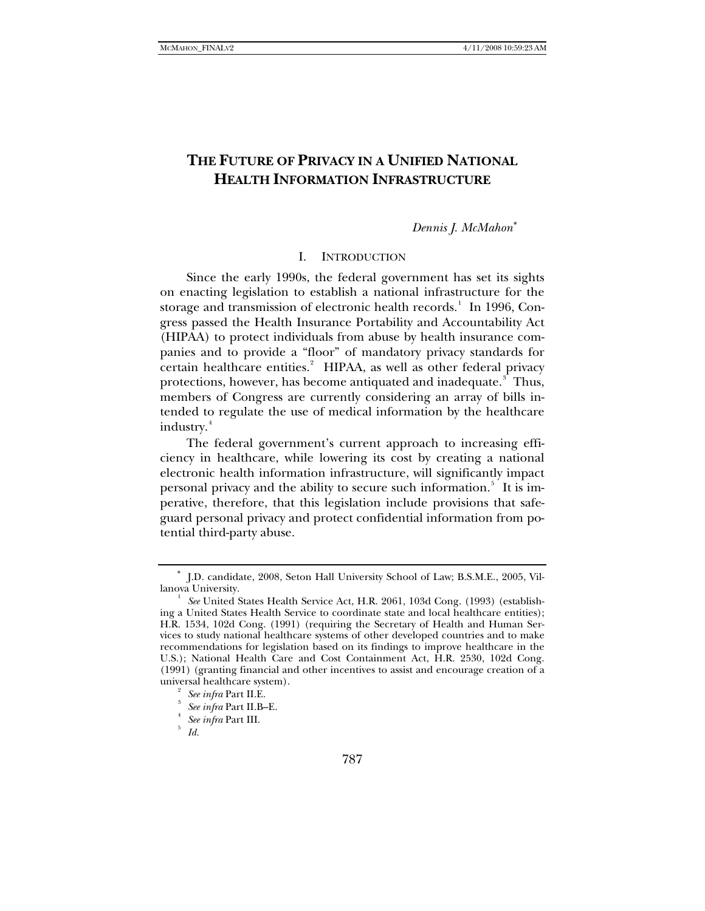# THE FUTURE OF PRIVACY IN A UNIFIED NATIONAL HEALTH INFORMATION INFRASTRUCTURE

*Dennis J. McMahon*[*]

## I. INTRODUCTION

Since the early 1990s, the federal government has set its sights on enacting legislation to establish a national infrastructure for the storage and transmission of electronic health records.[1] In 1996, Congress passed the Health Insurance Portability and Accountability Act (HIPAA) to protect individuals from abuse by health insurance companies and to provide a "floor" of mandatory privacy standards for certain healthcare entities.[2] HIPAA, as well as other federal privacy protections, however, has become antiquated and inadequate.[3] Thus, members of Congress are currently considering an array of bills intended to regulate the use of medical information by the healthcare industry.[4]

The federal government's current approach to increasing efficiency in healthcare, while lowering its cost by creating a national electronic health information infrastructure, will significantly impact personal privacy and the ability to secure such information.[5] It is imperative, therefore, that this legislation include provisions that safeguard personal privacy and protect confidential information from potential third-party abuse.

---

[*] J.D. candidate, 2008, Seton Hall University School of Law; B.S.M.E., 2005, Villanova University.

[1] *See* United States Health Service Act, H.R. 2061, 103d Cong. (1993) (establishing a United States Health Service to coordinate state and local healthcare entities); H.R. 1534, 102d Cong. (1991) (requiring the Secretary of Health and Human Services to study national healthcare systems of other developed countries and to make recommendations for legislation based on its findings to improve healthcare in the U.S.); National Health Care and Cost Containment Act, H.R. 2530, 102d Cong. (1991) (granting financial and other incentives to assist and encourage creation of a universal healthcare system).

[2] *See infra* Part II.E.

[3] *See infra* Part II.B–E.

[4] *See infra* Part III.

[5] *Id.*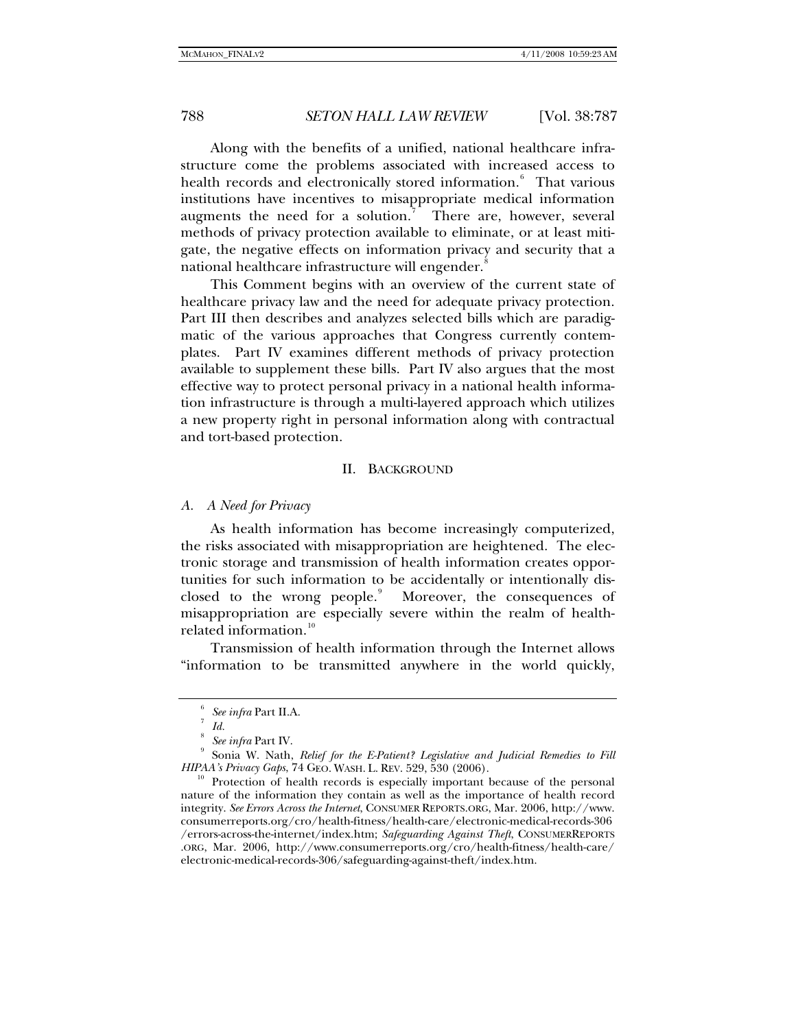Along with the benefits of a unified, national healthcare infrastructure come the problems associated with increased access to health records and electronically stored information.[6] That various institutions have incentives to misappropriate medical information augments the need for a solution.[7] There are, however, several methods of privacy protection available to eliminate, or at least mitigate, the negative effects on information privacy and security that a national healthcare infrastructure will engender.[8]

This Comment begins with an overview of the current state of healthcare privacy law and the need for adequate privacy protection. Part III then describes and analyzes selected bills which are paradigmatic of the various approaches that Congress currently contemplates. Part IV examines different methods of privacy protection available to supplement these bills. Part IV also argues that the most effective way to protect personal privacy in a national health information infrastructure is through a multi-layered approach which utilizes a new property right in personal information along with contractual and tort-based protection.

## II. BACKGROUND

### *A. A Need for Privacy*

As health information has become increasingly computerized, the risks associated with misappropriation are heightened. The electronic storage and transmission of health information creates opportunities for such information to be accidentally or intentionally disclosed to the wrong people.[9] Moreover, the consequences of misappropriation are especially severe within the realm of health-related information.[10]

Transmission of health information through the Internet allows "information to be transmitted anywhere in the world quickly,

---

[6] *See infra* Part II.A.

[7] *Id.*

[8] *See infra* Part IV.

[9] Sonia W. Nath, *Relief for the E-Patient? Legislative and Judicial Remedies to Fill HIPAA's Privacy Gaps*, 74 GEO. WASH. L. REV. 529, 530 (2006).

[10] Protection of health records is especially important because of the personal nature of the information they contain as well as the importance of health record integrity. *See Errors Across the Internet*, CONSUMER REPORTS.ORG, Mar. 2006, http://www.consumerreports.org/cro/health-fitness/health-care/electronic-medical-records-306/errors-across-the-internet/index.htm; *Safeguarding Against Theft*, CONSUMERREPORTS.ORG, Mar. 2006, http://www.consumerreports.org/cro/health-fitness/health-care/electronic-medical-records-306/safeguarding-against-theft/index.htm.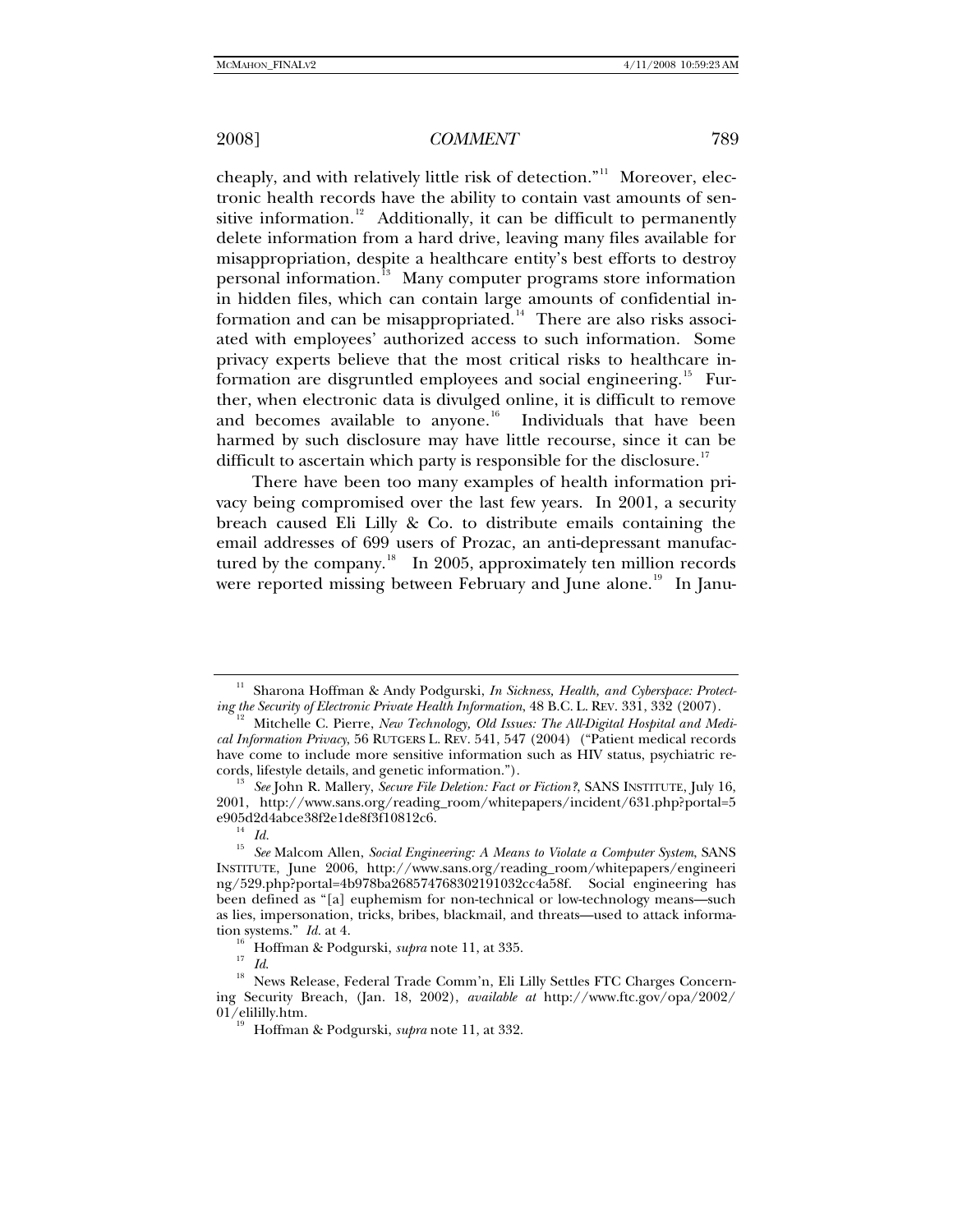cheaply, and with relatively little risk of detection."[11] Moreover, electronic health records have the ability to contain vast amounts of sensitive information.[12] Additionally, it can be difficult to permanently delete information from a hard drive, leaving many files available for misappropriation, despite a healthcare entity's best efforts to destroy personal information.[13] Many computer programs store information in hidden files, which can contain large amounts of confidential information and can be misappropriated.[14] There are also risks associated with employees' authorized access to such information. Some privacy experts believe that the most critical risks to healthcare information are disgruntled employees and social engineering.[15] Further, when electronic data is divulged online, it is difficult to remove and becomes available to anyone.[16] Individuals that have been harmed by such disclosure may have little recourse, since it can be difficult to ascertain which party is responsible for the disclosure.[17]

There have been too many examples of health information privacy being compromised over the last few years. In 2001, a security breach caused Eli Lilly & Co. to distribute emails containing the email addresses of 699 users of Prozac, an anti-depressant manufactured by the company.[18] In 2005, approximately ten million records were reported missing between February and June alone.[19] In Janu-

---

[11] Sharona Hoffman & Andy Podgurski, *In Sickness, Health, and Cyberspace: Protecting the Security of Electronic Private Health Information*, 48 B.C. L. REV. 331, 332 (2007).

[12] Mitchelle C. Pierre, *New Technology, Old Issues: The All-Digital Hospital and Medical Information Privacy*, 56 RUTGERS L. REV. 541, 547 (2004) ("Patient medical records have come to include more sensitive information such as HIV status, psychiatric records, lifestyle details, and genetic information.").

[13] *See* John R. Mallery, *Secure File Deletion: Fact or Fiction?*, SANS INSTITUTE, July 16, 2001, http://www.sans.org/reading_room/whitepapers/incident/631.php?portal=5e905d2d4abce38f2e1de8f3f10812c6.

[14] *Id.*

[15] *See* Malcom Allen, *Social Engineering: A Means to Violate a Computer System*, SANS INSTITUTE, June 2006, http://www.sans.org/reading_room/whitepapers/engineering/529.php?portal=4b978ba268574768302191032cc4a58f. Social engineering has been defined as "[a] euphemism for non-technical or low-technology means—such as lies, impersonation, tricks, bribes, blackmail, and threats—used to attack information systems." *Id.* at 4.

[16] Hoffman & Podgurski, *supra* note 11, at 335.

[17] *Id.*

[18] News Release, Federal Trade Comm'n, Eli Lilly Settles FTC Charges Concerning Security Breach, (Jan. 18, 2002), *available at* http://www.ftc.gov/opa/2002/01/elililly.htm.

[19] Hoffman & Podgurski, *supra* note 11, at 332.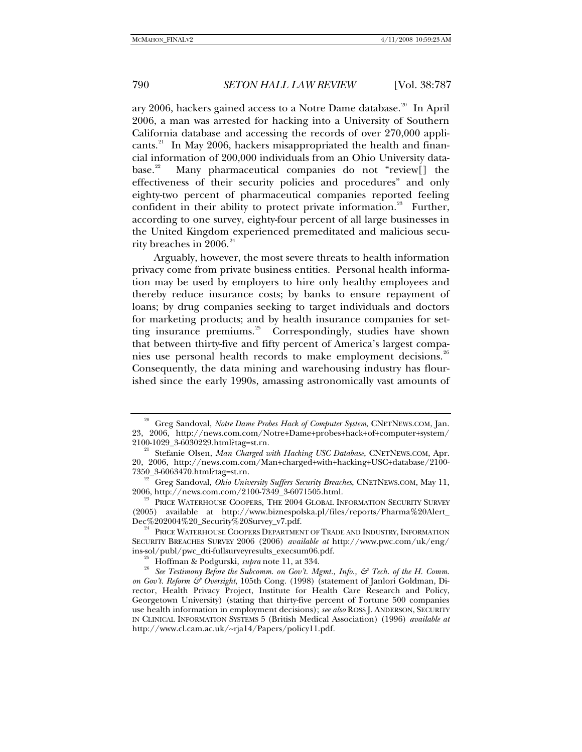ary 2006, hackers gained access to a Notre Dame database.[20] In April 2006, a man was arrested for hacking into a University of Southern California database and accessing the records of over 270,000 applicants.[21] In May 2006, hackers misappropriated the health and financial information of 200,000 individuals from an Ohio University database.[22] Many pharmaceutical companies do not "review[] the effectiveness of their security policies and procedures" and only eighty-two percent of pharmaceutical companies reported feeling confident in their ability to protect private information.[23] Further, according to one survey, eighty-four percent of all large businesses in the United Kingdom experienced premeditated and malicious security breaches in 2006.[24]

Arguably, however, the most severe threats to health information privacy come from private business entities. Personal health information may be used by employers to hire only healthy employees and thereby reduce insurance costs; by banks to ensure repayment of loans; by drug companies seeking to target individuals and doctors for marketing products; and by health insurance companies for setting insurance premiums.[25] Correspondingly, studies have shown that between thirty-five and fifty percent of America's largest companies use personal health records to make employment decisions.[26] Consequently, the data mining and warehousing industry has flourished since the early 1990s, amassing astronomically vast amounts of

---

[20] Greg Sandoval, *Notre Dame Probes Hack of Computer System*, CNETNEWS.COM, Jan. 23, 2006, http://news.com.com/Notre+Dame+probes+hack+of+computer+system/2100-1029_3-6030229.html?tag=st.rn.

[21] Stefanie Olsen, *Man Charged with Hacking USC Database*, CNETNEWS.COM, Apr. 20, 2006, http://news.com.com/Man+charged+with+hacking+USC+database/2100-7350_3-6063470.html?tag=st.rn.

[22] Greg Sandoval, *Ohio University Suffers Security Breaches*, CNETNEWS.COM, May 11, 2006, http://news.com.com/2100-7349_3-6071505.html.

[23] PRICE WATERHOUSE COOPERS, THE 2004 GLOBAL INFORMATION SECURITY SURVEY (2005) available at http://www.biznespolska.pl/files/reports/Pharma%20Alert_Dec%202004%20_Security%20Survey_v7.pdf.

[24] PRICE WATERHOUSE COOPERS DEPARTMENT OF TRADE AND INDUSTRY, INFORMATION SECURITY BREACHES SURVEY 2006 (2006) *available at* http://www.pwc.com/uk/eng/ins-sol/publ/pwc_dti-fullsurveyresults_execsum06.pdf.

[25] Hoffman & Podgurski, *supra* note 11, at 334.

[26] *See Testimony Before the Subcomm. on Gov't. Mgmt., Info., & Tech. of the H. Comm. on Gov't. Reform & Oversight*, 105th Cong. (1998) (statement of Janlori Goldman, Director, Health Privacy Project, Institute for Health Care Research and Policy, Georgetown University) (stating that thirty-five percent of Fortune 500 companies use health information in employment decisions); *see also* ROSS J. ANDERSON, SECURITY IN CLINICAL INFORMATION SYSTEMS 5 (British Medical Association) (1996) *available at* http://www.cl.cam.ac.uk/~rja14/Papers/policy11.pdf.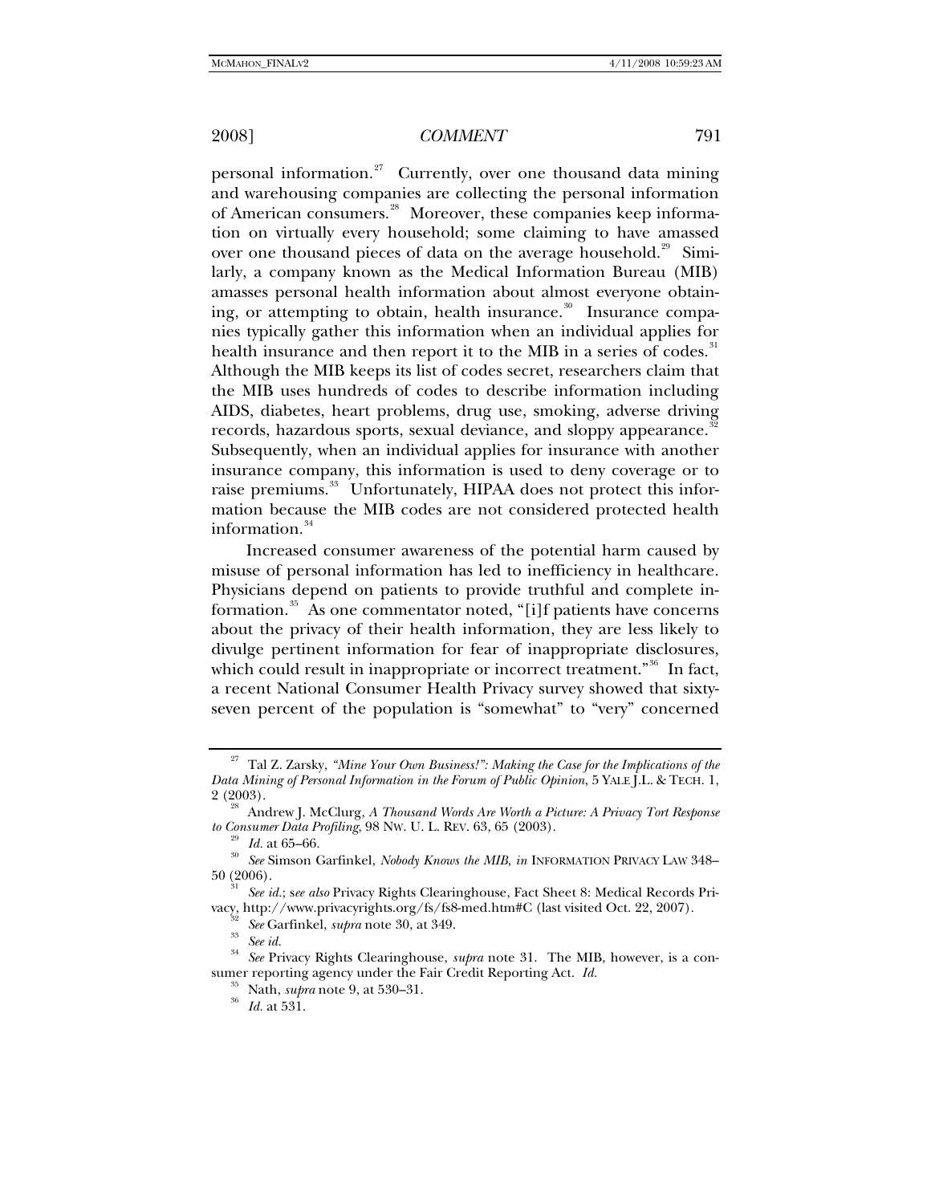personal information.[27] Currently, over one thousand data mining and warehousing companies are collecting the personal information of American consumers.[28] Moreover, these companies keep information on virtually every household; some claiming to have amassed over one thousand pieces of data on the average household.[29] Similarly, a company known as the Medical Information Bureau (MIB) amasses personal health information about almost everyone obtaining, or attempting to obtain, health insurance.[30] Insurance companies typically gather this information when an individual applies for health insurance and then report it to the MIB in a series of codes.[31] Although the MIB keeps its list of codes secret, researchers claim that the MIB uses hundreds of codes to describe information including AIDS, diabetes, heart problems, drug use, smoking, adverse driving records, hazardous sports, sexual deviance, and sloppy appearance.[32] Subsequently, when an individual applies for insurance with another insurance company, this information is used to deny coverage or to raise premiums.[33] Unfortunately, HIPAA does not protect this information because the MIB codes are not considered protected health information.[34]

Increased consumer awareness of the potential harm caused by misuse of personal information has led to inefficiency in healthcare. Physicians depend on patients to provide truthful and complete information.[35] As one commentator noted, "[i]f patients have concerns about the privacy of their health information, they are less likely to divulge pertinent information for fear of inappropriate disclosures, which could result in inappropriate or incorrect treatment."[36] In fact, a recent National Consumer Health Privacy survey showed that sixty-seven percent of the population is "somewhat" to "very" concerned

---

[27] Tal Z. Zarsky, *"Mine Your Own Business!": Making the Case for the Implications of the Data Mining of Personal Information in the Forum of Public Opinion*, 5 YALE J.L. & TECH. 1, 2 (2003).

[28] Andrew J. McClurg, *A Thousand Words Are Worth a Picture: A Privacy Tort Response to Consumer Data Profiling*, 98 NW. U. L. REV. 63, 65 (2003).

[29] *Id.* at 65–66.

[30] *See* Simson Garfinkel, *Nobody Knows the MIB*, *in* INFORMATION PRIVACY LAW 348–50 (2006).

[31] *See id.*; s*ee also* Privacy Rights Clearinghouse, Fact Sheet 8: Medical Records Privacy, http://www.privacyrights.org/fs/fs8-med.htm#C (last visited Oct. 22, 2007).

[32] *See* Garfinkel, *supra* note 30, at 349.

[33] *See id.*

[34] *See* Privacy Rights Clearinghouse, *supra* note 31. The MIB, however, is a consumer reporting agency under the Fair Credit Reporting Act. *Id.*

[35] Nath, *supra* note 9, at 530–31.

[36] *Id.* at 531.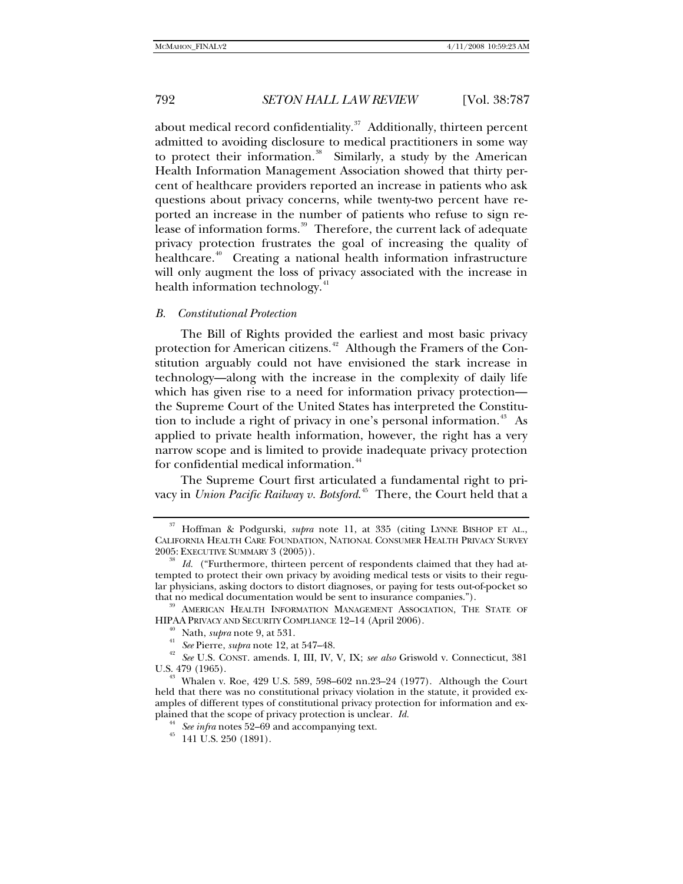about medical record confidentiality.[37] Additionally, thirteen percent admitted to avoiding disclosure to medical practitioners in some way to protect their information.[38] Similarly, a study by the American Health Information Management Association showed that thirty percent of healthcare providers reported an increase in patients who ask questions about privacy concerns, while twenty-two percent have reported an increase in the number of patients who refuse to sign release of information forms.[39] Therefore, the current lack of adequate privacy protection frustrates the goal of increasing the quality of healthcare.[40] Creating a national health information infrastructure will only augment the loss of privacy associated with the increase in health information technology.[41]

### *B. Constitutional Protection*

The Bill of Rights provided the earliest and most basic privacy protection for American citizens.[42] Although the Framers of the Constitution arguably could not have envisioned the stark increase in technology—along with the increase in the complexity of daily life which has given rise to a need for information privacy protection—the Supreme Court of the United States has interpreted the Constitution to include a right of privacy in one's personal information.[43] As applied to private health information, however, the right has a very narrow scope and is limited to provide inadequate privacy protection for confidential medical information.[44]

The Supreme Court first articulated a fundamental right to privacy in *Union Pacific Railway v. Botsford*.[45] There, the Court held that a

---

[37] Hoffman & Podgurski, *supra* note 11, at 335 (citing LYNNE BISHOP ET AL., CALIFORNIA HEALTH CARE FOUNDATION, NATIONAL CONSUMER HEALTH PRIVACY SURVEY 2005: EXECUTIVE SUMMARY 3 (2005)).

[38] *Id.* ("Furthermore, thirteen percent of respondents claimed that they had attempted to protect their own privacy by avoiding medical tests or visits to their regular physicians, asking doctors to distort diagnoses, or paying for tests out-of-pocket so that no medical documentation would be sent to insurance companies.").

[39] AMERICAN HEALTH INFORMATION MANAGEMENT ASSOCIATION, THE STATE OF HIPAA PRIVACY AND SECURITY COMPLIANCE 12–14 (April 2006).

[40] Nath, *supra* note 9, at 531.

[41] *See* Pierre, *supra* note 12, at 547–48.

[42] *See* U.S. CONST. amends. I, III, IV, V, IX; *see also* Griswold v. Connecticut, 381 U.S. 479 (1965).

[43] Whalen v. Roe, 429 U.S. 589, 598–602 nn.23–24 (1977). Although the Court held that there was no constitutional privacy violation in the statute, it provided examples of different types of constitutional privacy protection for information and explained that the scope of privacy protection is unclear. *Id.*

[44] *See infra* notes 52–69 and accompanying text.

[45] 141 U.S. 250 (1891).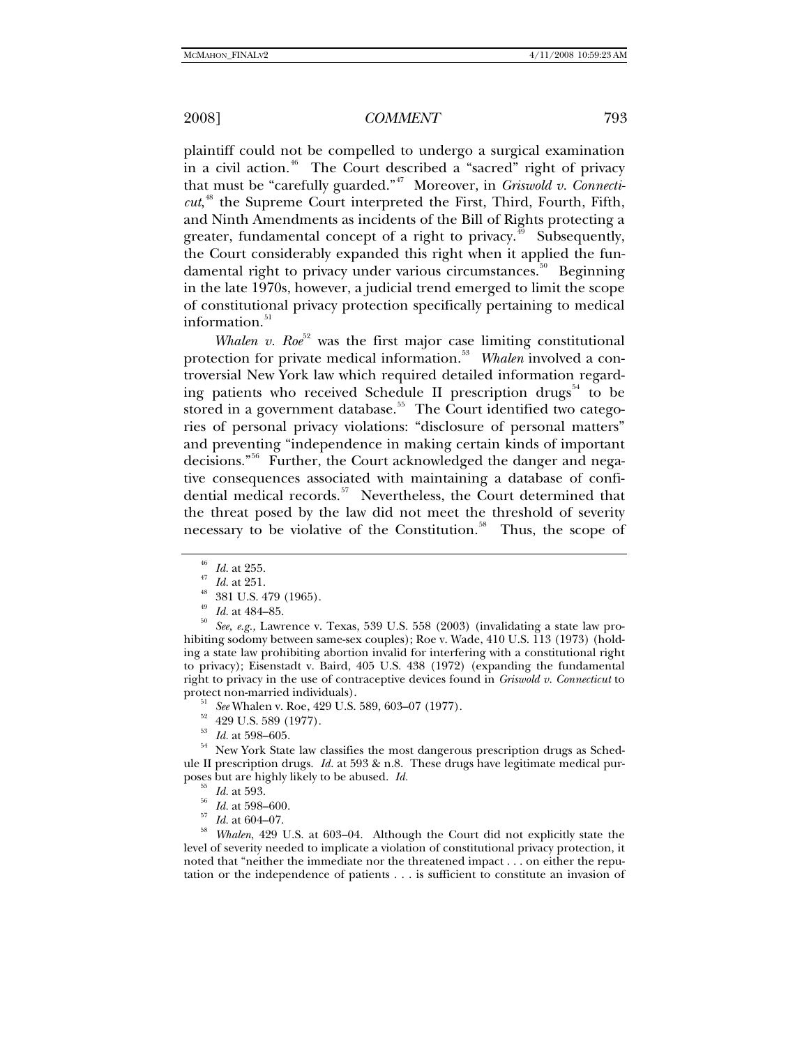plaintiff could not be compelled to undergo a surgical examination in a civil action.[46] The Court described a "sacred" right of privacy that must be "carefully guarded."[47] Moreover, in *Griswold v. Connecticut*,[48] the Supreme Court interpreted the First, Third, Fourth, Fifth, and Ninth Amendments as incidents of the Bill of Rights protecting a greater, fundamental concept of a right to privacy.[49] Subsequently, the Court considerably expanded this right when it applied the fundamental right to privacy under various circumstances.[50] Beginning in the late 1970s, however, a judicial trend emerged to limit the scope of constitutional privacy protection specifically pertaining to medical information.[51]

*Whalen v. Roe*[52] was the first major case limiting constitutional protection for private medical information.[53] *Whalen* involved a controversial New York law which required detailed information regarding patients who received Schedule II prescription drugs[54] to be stored in a government database.[55] The Court identified two categories of personal privacy violations: "disclosure of personal matters" and preventing "independence in making certain kinds of important decisions."[56] Further, the Court acknowledged the danger and negative consequences associated with maintaining a database of confidential medical records.[57] Nevertheless, the Court determined that the threat posed by the law did not meet the threshold of severity necessary to be violative of the Constitution.[58] Thus, the scope of

---

[46] *Id.* at 255.

[47] *Id.* at 251.

[48] 381 U.S. 479 (1965).

[49] *Id.* at 484–85.

[50] *See, e.g.,* Lawrence v. Texas, 539 U.S. 558 (2003) (invalidating a state law prohibiting sodomy between same-sex couples); Roe v. Wade, 410 U.S. 113 (1973) (holding a state law prohibiting abortion invalid for interfering with a constitutional right to privacy); Eisenstadt v. Baird, 405 U.S. 438 (1972) (expanding the fundamental right to privacy in the use of contraceptive devices found in *Griswold v. Connecticut* to protect non-married individuals).

[51] *See* Whalen v. Roe, 429 U.S. 589, 603–07 (1977).

[52] 429 U.S. 589 (1977).

[53] *Id.* at 598–605.

[54] New York State law classifies the most dangerous prescription drugs as Schedule II prescription drugs. *Id.* at 593 & n.8. These drugs have legitimate medical purposes but are highly likely to be abused. *Id.*

[55] *Id.* at 593.

[56] *Id.* at 598–600.

[57] *Id.* at 604–07.

[58] *Whalen*, 429 U.S. at 603–04. Although the Court did not explicitly state the level of severity needed to implicate a violation of constitutional privacy protection, it noted that "neither the immediate nor the threatened impact . . . on either the reputation or the independence of patients . . . is sufficient to constitute an invasion of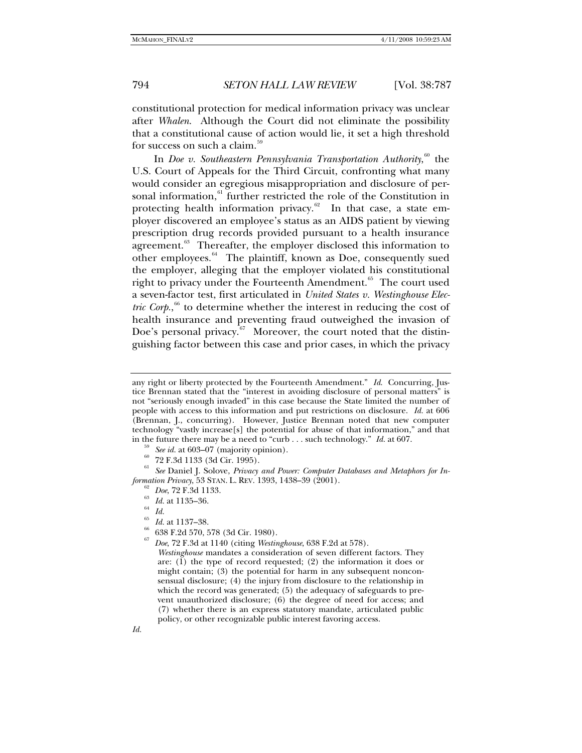constitutional protection for medical information privacy was unclear after *Whalen*. Although the Court did not eliminate the possibility that a constitutional cause of action would lie, it set a high threshold for success on such a claim.[59]

In *Doe v. Southeastern Pennsylvania Transportation Authority*,[60] the U.S. Court of Appeals for the Third Circuit, confronting what many would consider an egregious misappropriation and disclosure of personal information,[61] further restricted the role of the Constitution in protecting health information privacy.[62] In that case, a state employer discovered an employee's status as an AIDS patient by viewing prescription drug records provided pursuant to a health insurance agreement.[63] Thereafter, the employer disclosed this information to other employees.[64] The plaintiff, known as Doe, consequently sued the employer, alleging that the employer violated his constitutional right to privacy under the Fourteenth Amendment.[65] The court used a seven-factor test, first articulated in *United States v. Westinghouse Electric Corp.*,[66] to determine whether the interest in reducing the cost of health insurance and preventing fraud outweighed the invasion of Doe's personal privacy.[67] Moreover, the court noted that the distinguishing factor between this case and prior cases, in which the privacy

---

any right or liberty protected by the Fourteenth Amendment." *Id.* Concurring, Justice Brennan stated that the "interest in avoiding disclosure of personal matters" is not "seriously enough invaded" in this case because the State limited the number of people with access to this information and put restrictions on disclosure. *Id.* at 606 (Brennan, J., concurring). However, Justice Brennan noted that new computer technology "vastly increase[s] the potential for abuse of that information," and that in the future there may be a need to "curb . . . such technology." *Id.* at 607.

[59] *See id.* at 603–07 (majority opinion).

[60] 72 F.3d 1133 (3d Cir. 1995).

[61] *See* Daniel J. Solove, *Privacy and Power: Computer Databases and Metaphors for Information Privacy*, 53 STAN. L. REV. 1393, 1438–39 (2001).

[62] *Doe*, 72 F.3d 1133.

[63] *Id.* at 1135–36.

[64] *Id.*

[65] *Id.* at 1137–38.

[66] 638 F.2d 570, 578 (3d Cir. 1980).

[67] *Doe*, 72 F.3d at 1140 (citing *Westinghouse*, 638 F.2d at 578).

> *Westinghouse* mandates a consideration of seven different factors. They are: (1) the type of record requested; (2) the information it does or might contain; (3) the potential for harm in any subsequent nonconsensual disclosure; (4) the injury from disclosure to the relationship in which the record was generated; (5) the adequacy of safeguards to prevent unauthorized disclosure; (6) the degree of need for access; and (7) whether there is an express statutory mandate, articulated public policy, or other recognizable public interest favoring access.

*Id.*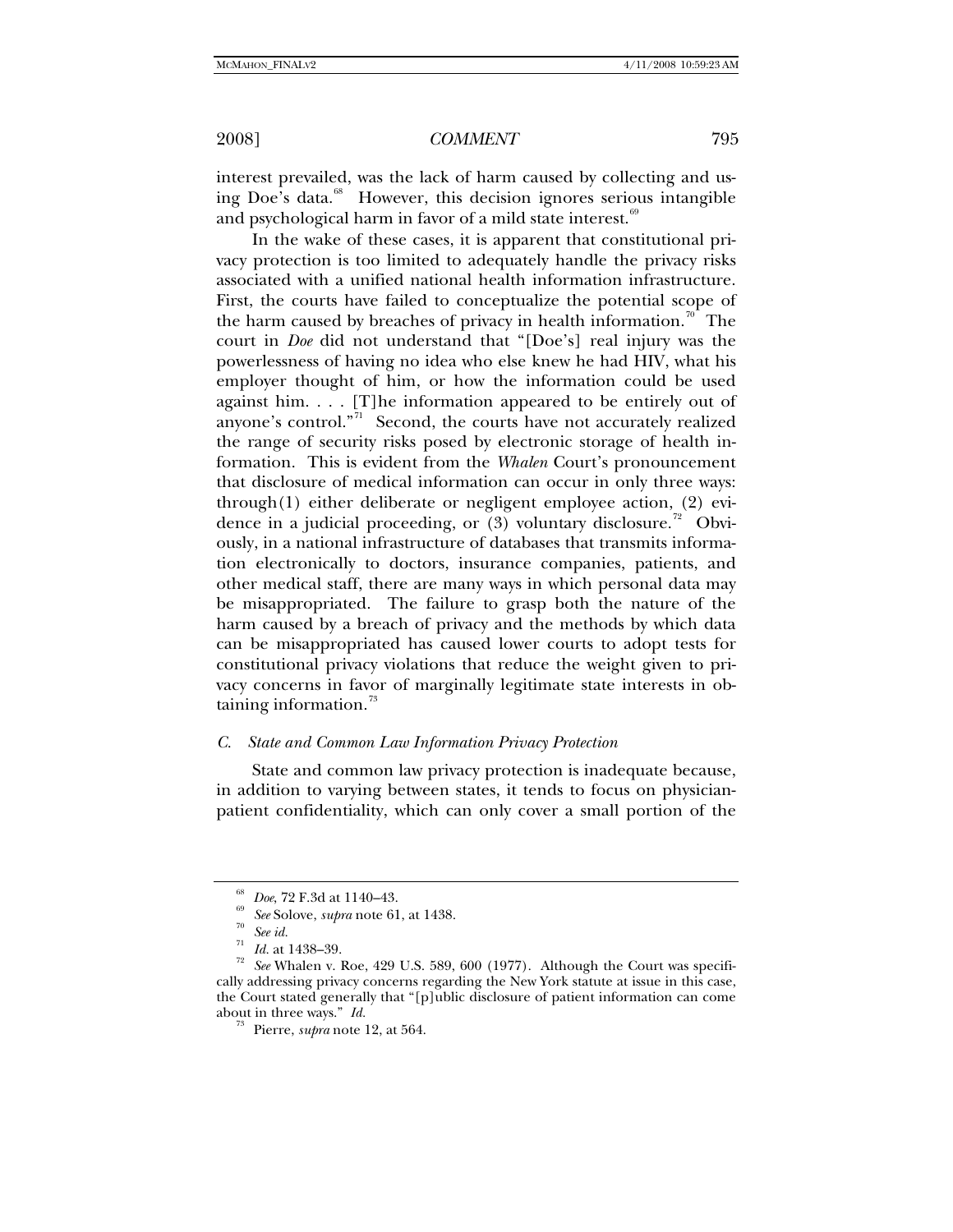interest prevailed, was the lack of harm caused by collecting and using Doe's data.[68] However, this decision ignores serious intangible and psychological harm in favor of a mild state interest.[69]

In the wake of these cases, it is apparent that constitutional privacy protection is too limited to adequately handle the privacy risks associated with a unified national health information infrastructure. First, the courts have failed to conceptualize the potential scope of the harm caused by breaches of privacy in health information.[70] The court in *Doe* did not understand that "[Doe's] real injury was the powerlessness of having no idea who else knew he had HIV, what his employer thought of him, or how the information could be used against him. . . . [T]he information appeared to be entirely out of anyone's control."[71] Second, the courts have not accurately realized the range of security risks posed by electronic storage of health information. This is evident from the *Whalen* Court's pronouncement that disclosure of medical information can occur in only three ways: through (1) either deliberate or negligent employee action, (2) evidence in a judicial proceeding, or (3) voluntary disclosure.[72] Obviously, in a national infrastructure of databases that transmits information electronically to doctors, insurance companies, patients, and other medical staff, there are many ways in which personal data may be misappropriated. The failure to grasp both the nature of the harm caused by a breach of privacy and the methods by which data can be misappropriated has caused lower courts to adopt tests for constitutional privacy violations that reduce the weight given to privacy concerns in favor of marginally legitimate state interests in obtaining information.[73]

### *C. State and Common Law Information Privacy Protection*

State and common law privacy protection is inadequate because, in addition to varying between states, it tends to focus on physician-patient confidentiality, which can only cover a small portion of the

---

[68] *Doe*, 72 F.3d at 1140–43.

[69] *See* Solove, *supra* note 61, at 1438.

[70] *See id.*

[71] *Id.* at 1438–39.

[72] *See* Whalen v. Roe, 429 U.S. 589, 600 (1977). Although the Court was specifically addressing privacy concerns regarding the New York statute at issue in this case, the Court stated generally that "[p]ublic disclosure of patient information can come about in three ways." *Id.*

[73] Pierre, *supra* note 12, at 564.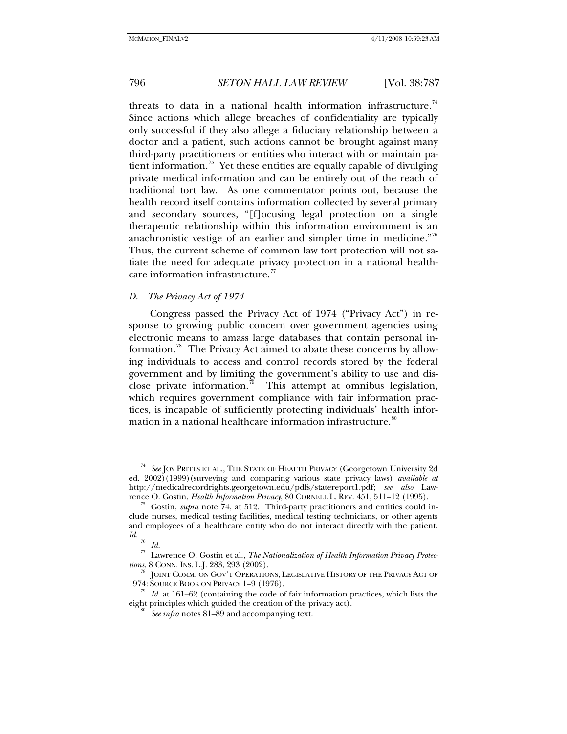threats to data in a national health information infrastructure.[74] Since actions which allege breaches of confidentiality are typically only successful if they also allege a fiduciary relationship between a doctor and a patient, such actions cannot be brought against many third-party practitioners or entities who interact with or maintain patient information.[75] Yet these entities are equally capable of divulging private medical information and can be entirely out of the reach of traditional tort law. As one commentator points out, because the health record itself contains information collected by several primary and secondary sources, "[f]ocusing legal protection on a single therapeutic relationship within this information environment is an anachronistic vestige of an earlier and simpler time in medicine."[76] Thus, the current scheme of common law tort protection will not satiate the need for adequate privacy protection in a national healthcare information infrastructure.[77]

### *D. The Privacy Act of 1974*

Congress passed the Privacy Act of 1974 ("Privacy Act") in response to growing public concern over government agencies using electronic means to amass large databases that contain personal information.[78] The Privacy Act aimed to abate these concerns by allowing individuals to access and control records stored by the federal government and by limiting the government's ability to use and disclose private information.[79] This attempt at omnibus legislation, which requires government compliance with fair information practices, is incapable of sufficiently protecting individuals' health information in a national healthcare information infrastructure.[80]

---

[74] *See* JOY PRITTS ET AL., THE STATE OF HEALTH PRIVACY (Georgetown University 2d ed. 2002) (1999) (surveying and comparing various state privacy laws) *available at* http://medicalrecordrights.georgetown.edu/pdfs/statereport1.pdf; *see also* Lawrence O. Gostin, *Health Information Privacy*, 80 CORNELL L. REV. 451, 511–12 (1995).

[75] Gostin, *supra* note 74, at 512. Third-party practitioners and entities could include nurses, medical testing facilities, medical testing technicians, or other agents and employees of a healthcare entity who do not interact directly with the patient. *Id.*

[76] *Id.*

[77] Lawrence O. Gostin et al., *The Nationalization of Health Information Privacy Protections*, 8 CONN. INS. L.J. 283, 293 (2002).

[78] JOINT COMM. ON GOV'T OPERATIONS, LEGISLATIVE HISTORY OF THE PRIVACY ACT OF 1974: SOURCE BOOK ON PRIVACY 1–9 (1976).

[79] *Id.* at 161–62 (containing the code of fair information practices, which lists the eight principles which guided the creation of the privacy act).

[80] *See infra* notes 81–89 and accompanying text.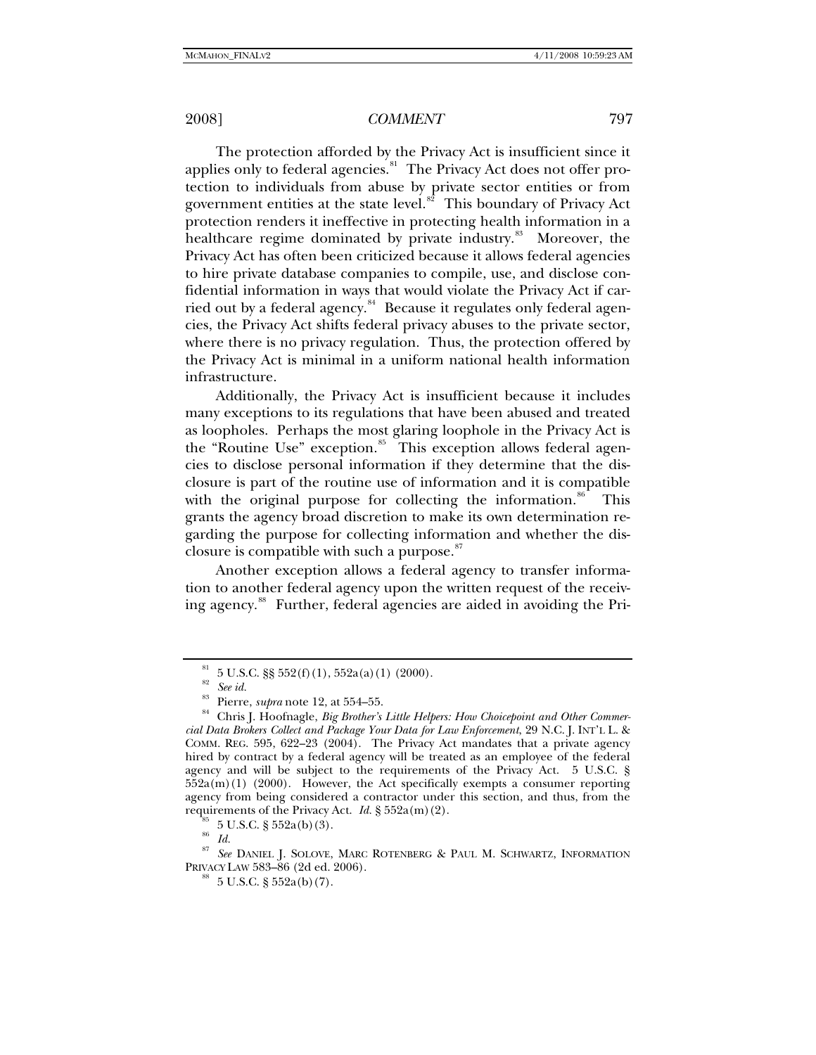The protection afforded by the Privacy Act is insufficient since it applies only to federal agencies.[81] The Privacy Act does not offer protection to individuals from abuse by private sector entities or from government entities at the state level.[82] This boundary of Privacy Act protection renders it ineffective in protecting health information in a healthcare regime dominated by private industry.[83] Moreover, the Privacy Act has often been criticized because it allows federal agencies to hire private database companies to compile, use, and disclose confidential information in ways that would violate the Privacy Act if carried out by a federal agency.[84] Because it regulates only federal agencies, the Privacy Act shifts federal privacy abuses to the private sector, where there is no privacy regulation. Thus, the protection offered by the Privacy Act is minimal in a uniform national health information infrastructure.

Additionally, the Privacy Act is insufficient because it includes many exceptions to its regulations that have been abused and treated as loopholes. Perhaps the most glaring loophole in the Privacy Act is the "Routine Use" exception.[85] This exception allows federal agencies to disclose personal information if they determine that the disclosure is part of the routine use of information and it is compatible with the original purpose for collecting the information.[86] This grants the agency broad discretion to make its own determination regarding the purpose for collecting information and whether the disclosure is compatible with such a purpose.[87]

Another exception allows a federal agency to transfer information to another federal agency upon the written request of the receiving agency.[88] Further, federal agencies are aided in avoiding the Pri-

---

[81] 5 U.S.C. §§ 552(f)(1), 552a(a)(1) (2000).

[82] *See id.*

[83] Pierre, *supra* note 12, at 554–55.

[84] Chris J. Hoofnagle, *Big Brother's Little Helpers: How Choicepoint and Other Commercial Data Brokers Collect and Package Your Data for Law Enforcement*, 29 N.C. J. INT'L L. & COMM. REG. 595, 622–23 (2004). The Privacy Act mandates that a private agency hired by contract by a federal agency will be treated as an employee of the federal agency and will be subject to the requirements of the Privacy Act. 5 U.S.C. § 552a(m)(1) (2000). However, the Act specifically exempts a consumer reporting agency from being considered a contractor under this section, and thus, from the requirements of the Privacy Act. *Id.* § 552a(m)(2).

[85] 5 U.S.C. § 552a(b)(3).

[86] *Id.*

[87] *See* DANIEL J. SOLOVE, MARC ROTENBERG & PAUL M. SCHWARTZ, INFORMATION PRIVACY LAW 583–86 (2d ed. 2006).

[88] 5 U.S.C. § 552a(b)(7).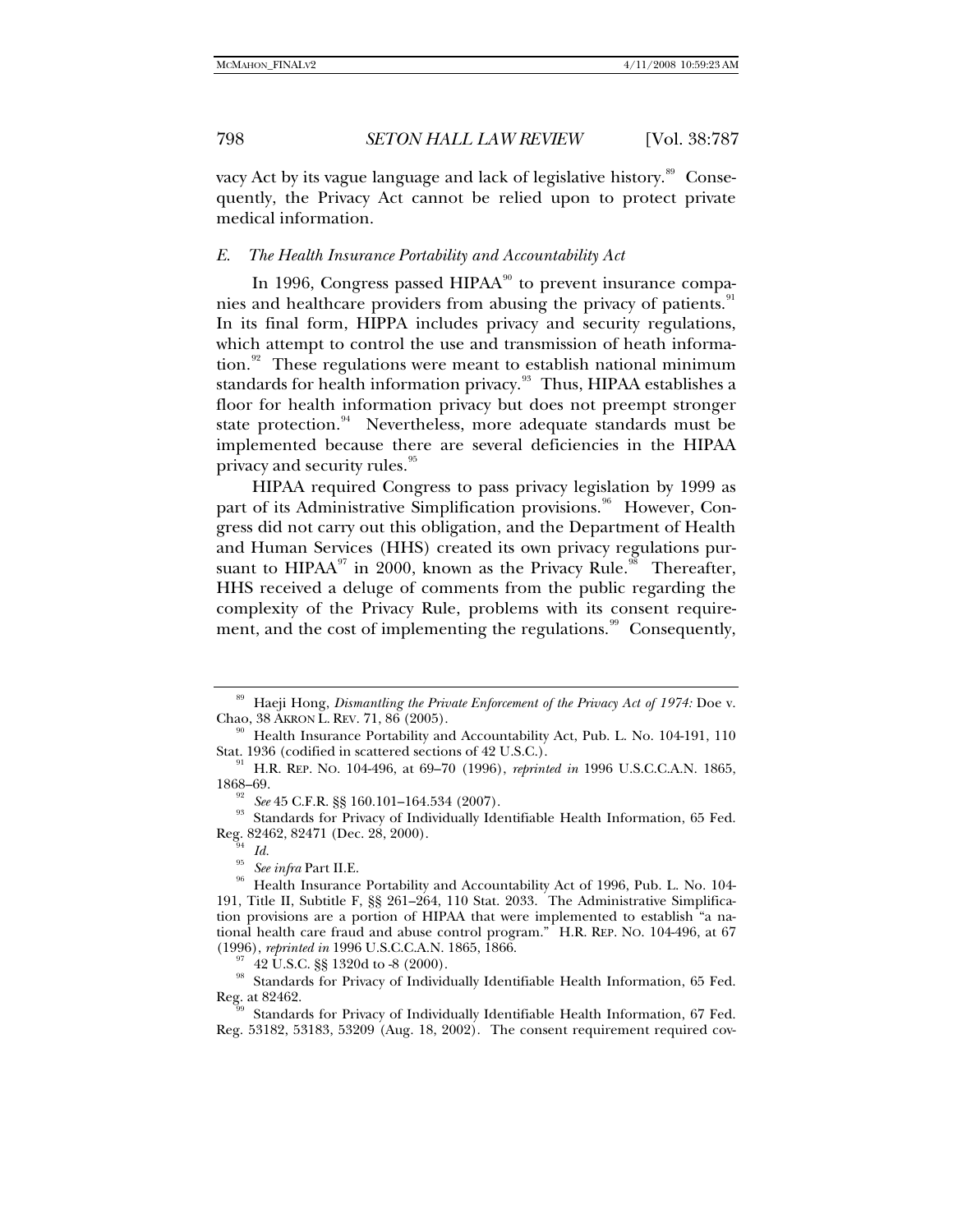vacy Act by its vague language and lack of legislative history.[89] Consequently, the Privacy Act cannot be relied upon to protect private medical information.

### *E. The Health Insurance Portability and Accountability Act*

In 1996, Congress passed HIPAA[90] to prevent insurance companies and healthcare providers from abusing the privacy of patients.[91] In its final form, HIPPA includes privacy and security regulations, which attempt to control the use and transmission of heath information.[92] These regulations were meant to establish national minimum standards for health information privacy.[93] Thus, HIPAA establishes a floor for health information privacy but does not preempt stronger state protection.[94] Nevertheless, more adequate standards must be implemented because there are several deficiencies in the HIPAA privacy and security rules.[95]

HIPAA required Congress to pass privacy legislation by 1999 as part of its Administrative Simplification provisions.[96] However, Congress did not carry out this obligation, and the Department of Health and Human Services (HHS) created its own privacy regulations pursuant to HIPAA[97] in 2000, known as the Privacy Rule.[98] Thereafter, HHS received a deluge of comments from the public regarding the complexity of the Privacy Rule, problems with its consent requirement, and the cost of implementing the regulations.[99] Consequently,

---

[89] Haeji Hong, *Dismantling the Private Enforcement of the Privacy Act of 1974:* Doe v. Chao, 38 AKRON L. REV. 71, 86 (2005).

[90] Health Insurance Portability and Accountability Act, Pub. L. No. 104-191, 110 Stat. 1936 (codified in scattered sections of 42 U.S.C.).

[91] H.R. REP. NO. 104-496, at 69–70 (1996), *reprinted in* 1996 U.S.C.C.A.N. 1865, 1868–69.

[92] *See* 45 C.F.R. §§ 160.101–164.534 (2007).

[93] Standards for Privacy of Individually Identifiable Health Information, 65 Fed. Reg. 82462, 82471 (Dec. 28, 2000).

[94] *Id.*

[95] *See infra* Part II.E.

[96] Health Insurance Portability and Accountability Act of 1996, Pub. L. No. 104-191, Title II, Subtitle F, §§ 261–264, 110 Stat. 2033. The Administrative Simplification provisions are a portion of HIPAA that were implemented to establish "a national health care fraud and abuse control program." H.R. REP. NO. 104-496, at 67 (1996), *reprinted in* 1996 U.S.C.C.A.N. 1865, 1866.

[97] 42 U.S.C. §§ 1320d to -8 (2000).

[98] Standards for Privacy of Individually Identifiable Health Information, 65 Fed. Reg. at 82462.

[99] Standards for Privacy of Individually Identifiable Health Information, 67 Fed. Reg. 53182, 53183, 53209 (Aug. 18, 2002). The consent requirement required cov-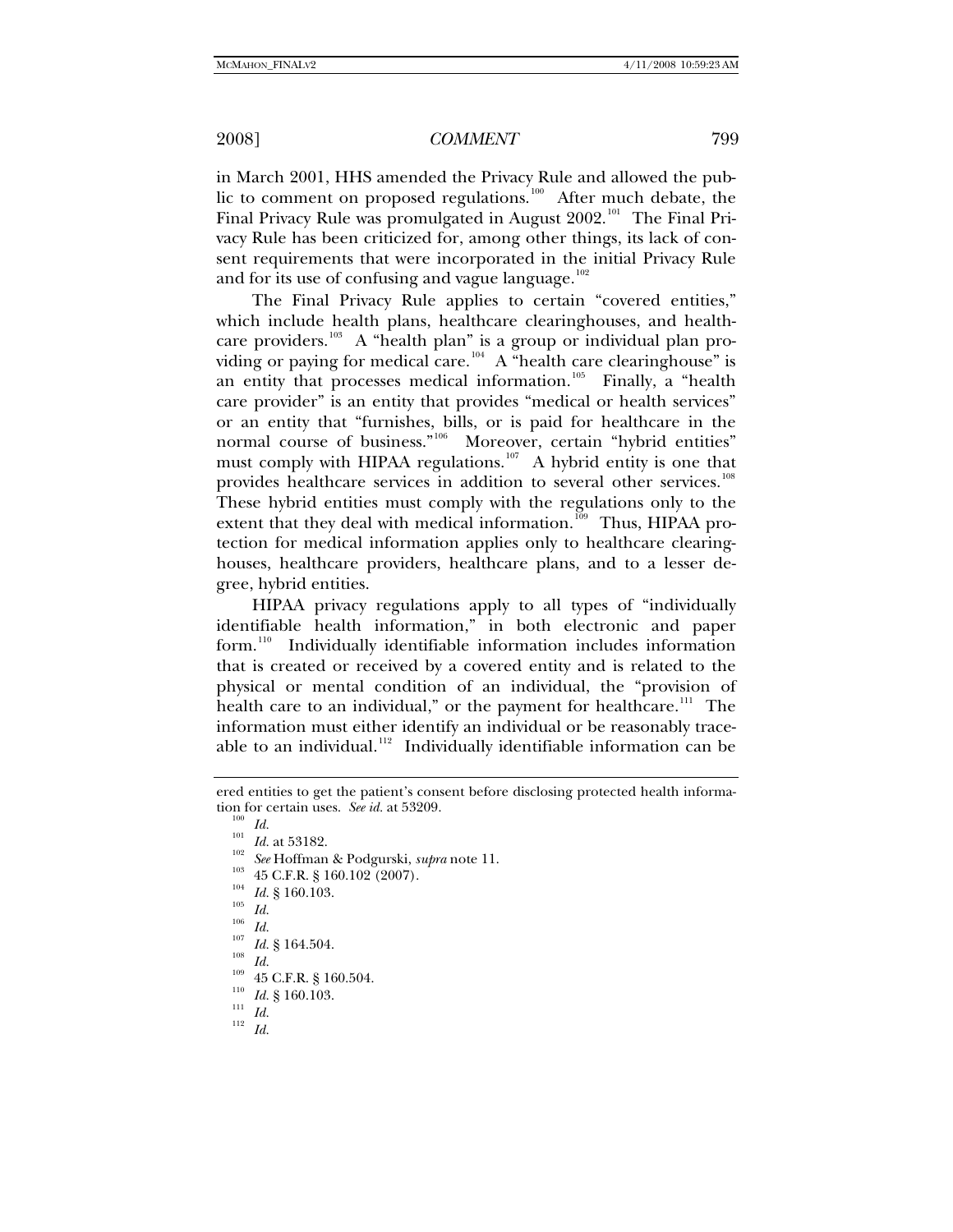in March 2001, HHS amended the Privacy Rule and allowed the public to comment on proposed regulations.[100] After much debate, the Final Privacy Rule was promulgated in August 2002.[101] The Final Privacy Rule has been criticized for, among other things, its lack of consent requirements that were incorporated in the initial Privacy Rule and for its use of confusing and vague language.[102]

The Final Privacy Rule applies to certain "covered entities," which include health plans, healthcare clearinghouses, and healthcare providers.[103] A "health plan" is a group or individual plan providing or paying for medical care.[104] A "health care clearinghouse" is an entity that processes medical information.[105] Finally, a "health care provider" is an entity that provides "medical or health services" or an entity that "furnishes, bills, or is paid for healthcare in the normal course of business."[106] Moreover, certain "hybrid entities" must comply with HIPAA regulations.[107] A hybrid entity is one that provides healthcare services in addition to several other services.[108] These hybrid entities must comply with the regulations only to the extent that they deal with medical information.[109] Thus, HIPAA protection for medical information applies only to healthcare clearinghouses, healthcare providers, healthcare plans, and to a lesser degree, hybrid entities.

HIPAA privacy regulations apply to all types of "individually identifiable health information," in both electronic and paper form.[110] Individually identifiable information includes information that is created or received by a covered entity and is related to the physical or mental condition of an individual, the "provision of health care to an individual," or the payment for healthcare.[111] The information must either identify an individual or be reasonably traceable to an individual.[112] Individually identifiable information can be

---

ered entities to get the patient's consent before disclosing protected health information for certain uses. *See id.* at 53209.

[100] *Id.*

[101] *Id.* at 53182.

[102] *See* Hoffman & Podgurski, *supra* note 11.

[103] 45 C.F.R. § 160.102 (2007).

[104] *Id.* § 160.103.

[105] *Id.*

[106] *Id.*

[107] *Id.* § 164.504.

[108] *Id.*

[109] 45 C.F.R. § 160.504.

[110] *Id.* § 160.103.

[111] *Id.*

[112] *Id.*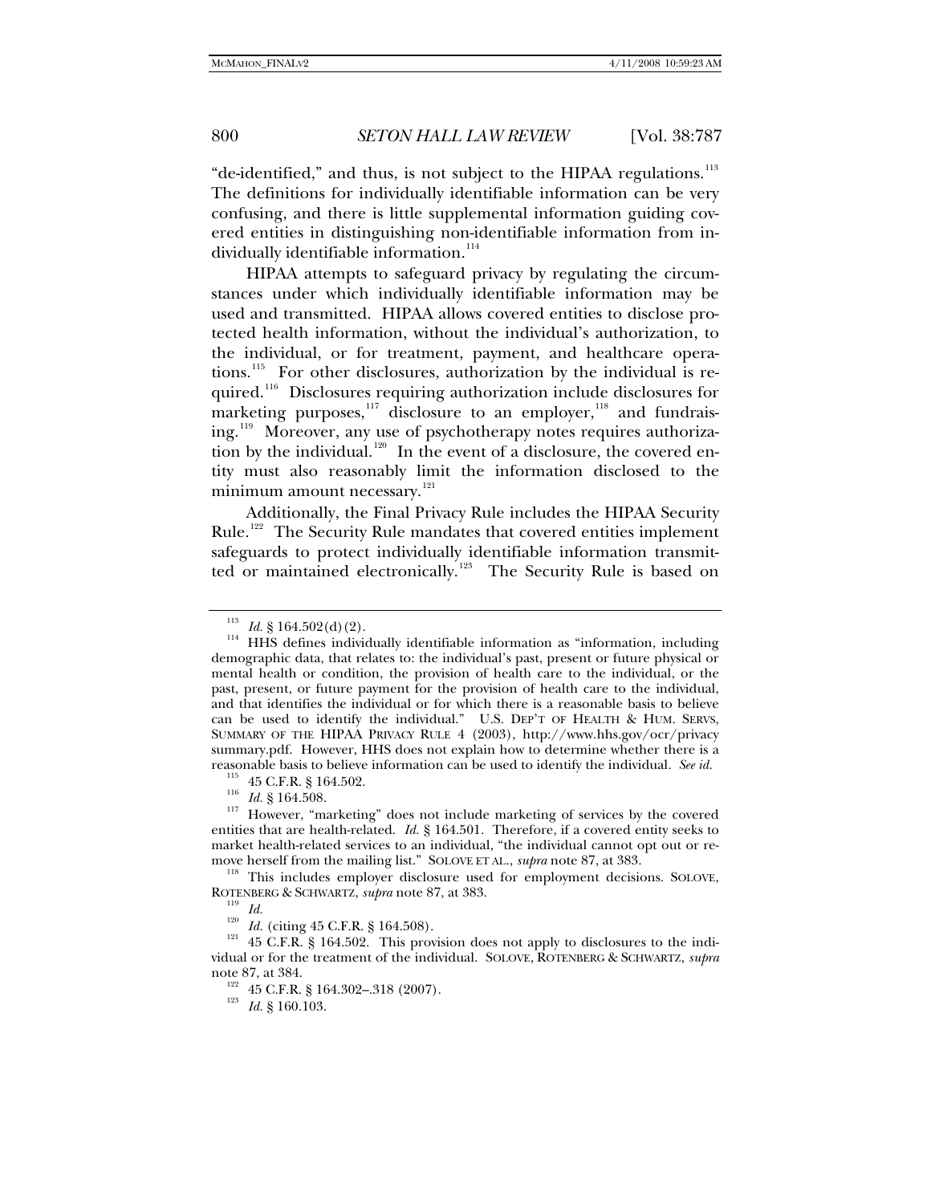"de-identified," and thus, is not subject to the HIPAA regulations.[113] The definitions for individually identifiable information can be very confusing, and there is little supplemental information guiding covered entities in distinguishing non-identifiable information from individually identifiable information.[114]

HIPAA attempts to safeguard privacy by regulating the circumstances under which individually identifiable information may be used and transmitted. HIPAA allows covered entities to disclose protected health information, without the individual's authorization, to the individual, or for treatment, payment, and healthcare operations.[115] For other disclosures, authorization by the individual is required.[116] Disclosures requiring authorization include disclosures for marketing purposes,[117] disclosure to an employer,[118] and fundraising.[119] Moreover, any use of psychotherapy notes requires authorization by the individual.[120] In the event of a disclosure, the covered entity must also reasonably limit the information disclosed to the minimum amount necessary.[121]

Additionally, the Final Privacy Rule includes the HIPAA Security Rule.[122] The Security Rule mandates that covered entities implement safeguards to protect individually identifiable information transmitted or maintained electronically.[123] The Security Rule is based on

---

[113] *Id.* § 164.502(d)(2).

[114] HHS defines individually identifiable information as "information, including demographic data, that relates to: the individual's past, present or future physical or mental health or condition, the provision of health care to the individual, or the past, present, or future payment for the provision of health care to the individual, and that identifies the individual or for which there is a reasonable basis to believe can be used to identify the individual." U.S. DEP'T OF HEALTH & HUM. SERVS, SUMMARY OF THE HIPAA PRIVACY RULE 4 (2003), http://www.hhs.gov/ocr/privacysummary.pdf. However, HHS does not explain how to determine whether there is a reasonable basis to believe information can be used to identify the individual. *See id.*

[115] 45 C.F.R. § 164.502.

[116] *Id.* § 164.508.

[117] However, "marketing" does not include marketing of services by the covered entities that are health-related. *Id.* § 164.501. Therefore, if a covered entity seeks to market health-related services to an individual, "the individual cannot opt out or remove herself from the mailing list." SOLOVE ET AL., *supra* note 87, at 383.

[118] This includes employer disclosure used for employment decisions. SOLOVE, ROTENBERG & SCHWARTZ, *supra* note 87, at 383.

[119] *Id.*

[120] *Id.* (citing 45 C.F.R. § 164.508).

[121] 45 C.F.R. § 164.502. This provision does not apply to disclosures to the individual or for the treatment of the individual. SOLOVE, ROTENBERG & SCHWARTZ, *supra* note 87, at 384.

[122] 45 C.F.R. § 164.302–.318 (2007).

[123] *Id.* § 160.103.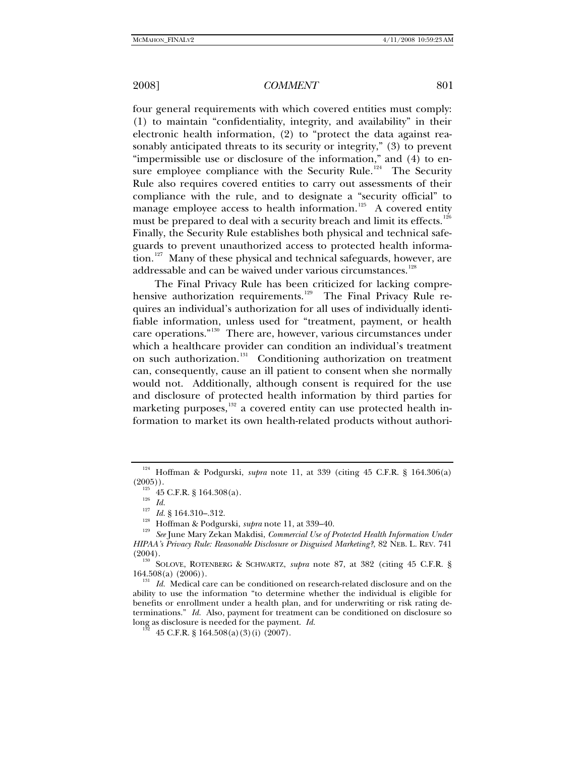four general requirements with which covered entities must comply: (1) to maintain "confidentiality, integrity, and availability" in their electronic health information, (2) to "protect the data against reasonably anticipated threats to its security or integrity," (3) to prevent "impermissible use or disclosure of the information," and (4) to ensure employee compliance with the Security Rule.[124] The Security Rule also requires covered entities to carry out assessments of their compliance with the rule, and to designate a "security official" to manage employee access to health information.[125] A covered entity must be prepared to deal with a security breach and limit its effects.[126] Finally, the Security Rule establishes both physical and technical safeguards to prevent unauthorized access to protected health information.[127] Many of these physical and technical safeguards, however, are addressable and can be waived under various circumstances.[128]

The Final Privacy Rule has been criticized for lacking comprehensive authorization requirements.[129] The Final Privacy Rule requires an individual's authorization for all uses of individually identifiable information, unless used for "treatment, payment, or health care operations."[130] There are, however, various circumstances under which a healthcare provider can condition an individual's treatment on such authorization.[131] Conditioning authorization on treatment can, consequently, cause an ill patient to consent when she normally would not. Additionally, although consent is required for the use and disclosure of protected health information by third parties for marketing purposes,[132] a covered entity can use protected health information to market its own health-related products without authori-

---

[124] Hoffman & Podgurski, *supra* note 11, at 339 (citing 45 C.F.R. § 164.306(a) (2005)).

[125] 45 C.F.R. § 164.308(a).

[126] *Id.*

[127] *Id.* § 164.310–.312.

[128] Hoffman & Podgurski, *supra* note 11, at 339–40.

[129] *See* June Mary Zekan Makdisi, *Commercial Use of Protected Health Information Under HIPAA's Privacy Rule: Reasonable Disclosure or Disguised Marketing?*, 82 NEB. L. REV. 741 (2004).

[130] SOLOVE, ROTENBERG & SCHWARTZ, *supra* note 87, at 382 (citing 45 C.F.R. § 164.508(a) (2006)).

[131] *Id.* Medical care can be conditioned on research-related disclosure and on the ability to use the information "to determine whether the individual is eligible for benefits or enrollment under a health plan, and for underwriting or risk rating determinations." *Id.* Also, payment for treatment can be conditioned on disclosure so long as disclosure is needed for the payment. *Id.*

[132] 45 C.F.R. § 164.508(a)(3)(i) (2007).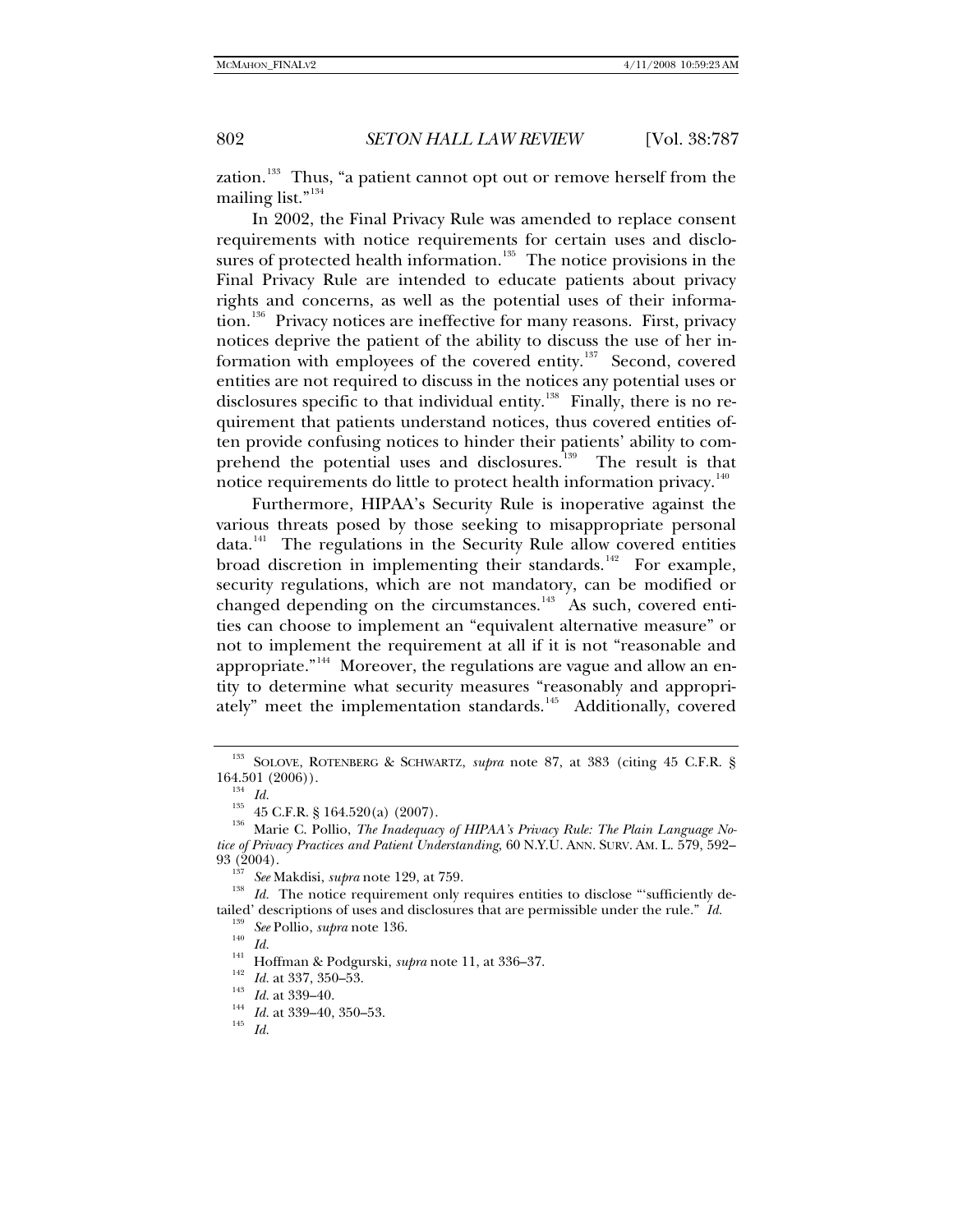zation.[133] Thus, "a patient cannot opt out or remove herself from the mailing list."[134]

In 2002, the Final Privacy Rule was amended to replace consent requirements with notice requirements for certain uses and disclosures of protected health information.[135] The notice provisions in the Final Privacy Rule are intended to educate patients about privacy rights and concerns, as well as the potential uses of their information.[136] Privacy notices are ineffective for many reasons. First, privacy notices deprive the patient of the ability to discuss the use of her information with employees of the covered entity.[137] Second, covered entities are not required to discuss in the notices any potential uses or disclosures specific to that individual entity.[138] Finally, there is no requirement that patients understand notices, thus covered entities often provide confusing notices to hinder their patients' ability to comprehend the potential uses and disclosures.[139] The result is that notice requirements do little to protect health information privacy.[140]

Furthermore, HIPAA's Security Rule is inoperative against the various threats posed by those seeking to misappropriate personal data.[141] The regulations in the Security Rule allow covered entities broad discretion in implementing their standards.[142] For example, security regulations, which are not mandatory, can be modified or changed depending on the circumstances.[143] As such, covered entities can choose to implement an "equivalent alternative measure" or not to implement the requirement at all if it is not "reasonable and appropriate."[144] Moreover, the regulations are vague and allow an entity to determine what security measures "reasonably and appropriately" meet the implementation standards.[145] Additionally, covered

---

[133] SOLOVE, ROTENBERG & SCHWARTZ, *supra* note 87, at 383 (citing 45 C.F.R. § 164.501 (2006)).

[134] *Id.*

[135] 45 C.F.R. § 164.520(a) (2007).

[136] Marie C. Pollio, *The Inadequacy of HIPAA's Privacy Rule: The Plain Language Notice of Privacy Practices and Patient Understanding*, 60 N.Y.U. ANN. SURV. AM. L. 579, 592–93 (2004).

[137] *See* Makdisi, *supra* note 129, at 759.

[138] *Id.* The notice requirement only requires entities to disclose "'sufficiently detailed' descriptions of uses and disclosures that are permissible under the rule." *Id.*

[139] *See* Pollio, *supra* note 136.

[140] *Id.*

[141] Hoffman & Podgurski, *supra* note 11, at 336–37.

[142] *Id.* at 337, 350–53.

[143] *Id.* at 339–40.

[144] *Id.* at 339–40, 350–53.

[145] *Id.*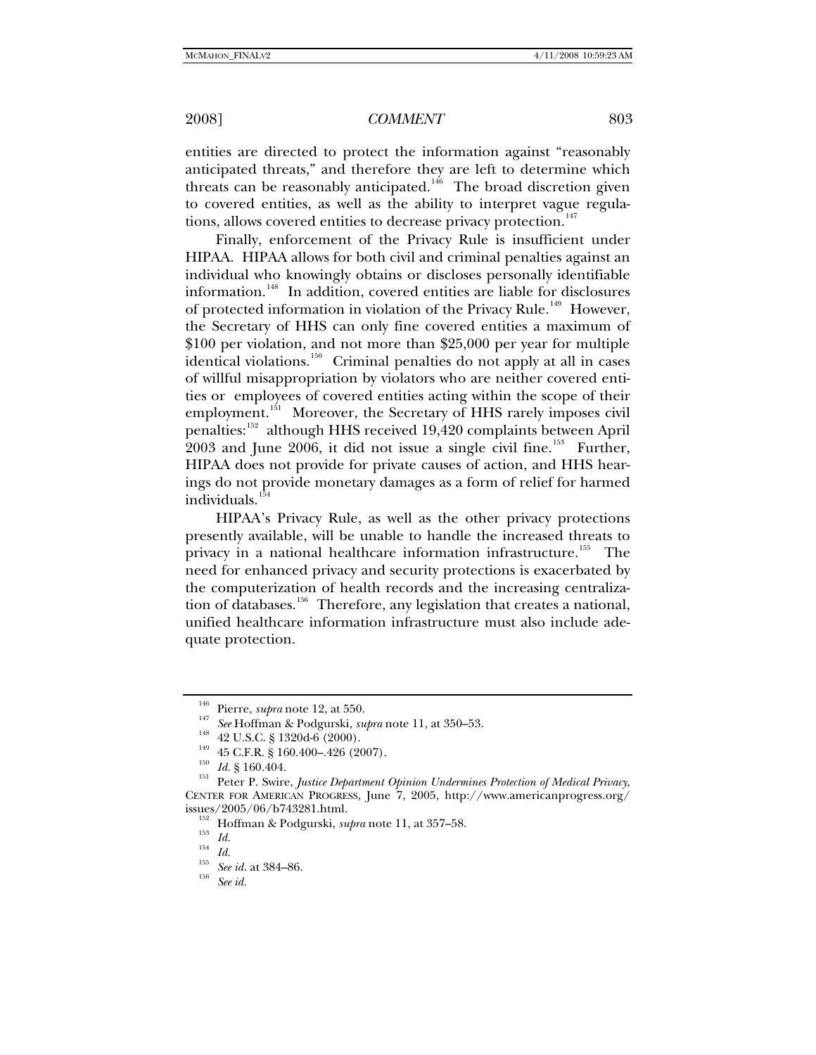entities are directed to protect the information against "reasonably anticipated threats," and therefore they are left to determine which threats can be reasonably anticipated.[146] The broad discretion given to covered entities, as well as the ability to interpret vague regulations, allows covered entities to decrease privacy protection.[147]

Finally, enforcement of the Privacy Rule is insufficient under HIPAA. HIPAA allows for both civil and criminal penalties against an individual who knowingly obtains or discloses personally identifiable information.[148] In addition, covered entities are liable for disclosures of protected information in violation of the Privacy Rule.[149] However, the Secretary of HHS can only fine covered entities a maximum of \$100 per violation, and not more than \$25,000 per year for multiple identical violations.[150] Criminal penalties do not apply at all in cases of willful misappropriation by violators who are neither covered entities or employees of covered entities acting within the scope of their employment.[151] Moreover, the Secretary of HHS rarely imposes civil penalties:[152] although HHS received 19,420 complaints between April 2003 and June 2006, it did not issue a single civil fine.[153] Further, HIPAA does not provide for private causes of action, and HHS hearings do not provide monetary damages as a form of relief for harmed individuals.[154]

HIPAA's Privacy Rule, as well as the other privacy protections presently available, will be unable to handle the increased threats to privacy in a national healthcare information infrastructure.[155] The need for enhanced privacy and security protections is exacerbated by the computerization of health records and the increasing centralization of databases.[156] Therefore, any legislation that creates a national, unified healthcare information infrastructure must also include adequate protection.

---

[146] Pierre, *supra* note 12, at 550.

[147] *See* Hoffman & Podgurski, *supra* note 11, at 350–53.

[148] 42 U.S.C. § 1320d-6 (2000).

[149] 45 C.F.R. § 160.400–.426 (2007).

[150] *Id.* § 160.404.

[151] Peter P. Swire, *Justice Department Opinion Undermines Protection of Medical Privacy*, CENTER FOR AMERICAN PROGRESS, June 7, 2005, http://www.americanprogress.org/issues/2005/06/b743281.html.

[152] Hoffman & Podgurski, *supra* note 11, at 357–58.

[153] *Id.*

[154] *Id.*

[155] *See id.* at 384–86.

[156] *See id.*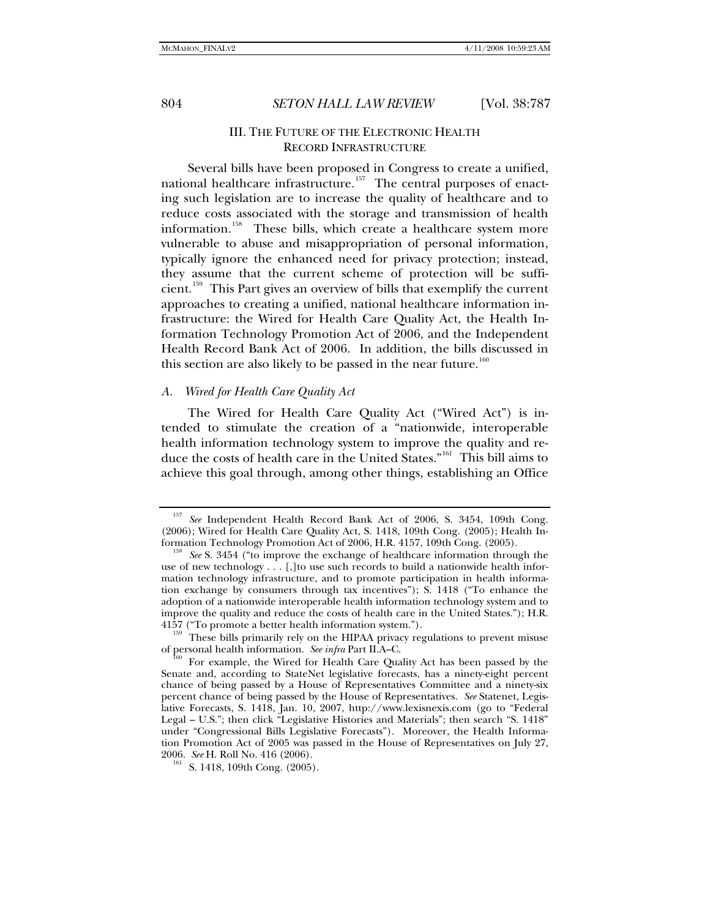## III. THE FUTURE OF THE ELECTRONIC HEALTH RECORD INFRASTRUCTURE

Several bills have been proposed in Congress to create a unified, national healthcare infrastructure.[157] The central purposes of enacting such legislation are to increase the quality of healthcare and to reduce costs associated with the storage and transmission of health information.[158] These bills, which create a healthcare system more vulnerable to abuse and misappropriation of personal information, typically ignore the enhanced need for privacy protection; instead, they assume that the current scheme of protection will be sufficient.[159] This Part gives an overview of bills that exemplify the current approaches to creating a unified, national healthcare information infrastructure: the Wired for Health Care Quality Act, the Health Information Technology Promotion Act of 2006, and the Independent Health Record Bank Act of 2006. In addition, the bills discussed in this section are also likely to be passed in the near future.[160]

### *A. Wired for Health Care Quality Act*

The Wired for Health Care Quality Act ("Wired Act") is intended to stimulate the creation of a "nationwide, interoperable health information technology system to improve the quality and reduce the costs of health care in the United States."[161] This bill aims to achieve this goal through, among other things, establishing an Office

---

[157] *See* Independent Health Record Bank Act of 2006, S. 3454, 109th Cong. (2006); Wired for Health Care Quality Act, S. 1418, 109th Cong. (2005); Health Information Technology Promotion Act of 2006, H.R. 4157, 109th Cong. (2005).

[158] *See* S. 3454 ("to improve the exchange of healthcare information through the use of new technology . . . [,]to use such records to build a nationwide health information technology infrastructure, and to promote participation in health information exchange by consumers through tax incentives"); S. 1418 ("To enhance the adoption of a nationwide interoperable health information technology system and to improve the quality and reduce the costs of health care in the United States."); H.R. 4157 ("To promote a better health information system.").

[159] These bills primarily rely on the HIPAA privacy regulations to prevent misuse of personal health information. *See infra* Part II.A–C.

[160] For example, the Wired for Health Care Quality Act has been passed by the Senate and, according to StateNet legislative forecasts, has a ninety-eight percent chance of being passed by a House of Representatives Committee and a ninety-six percent chance of being passed by the House of Representatives. *See* Statenet, Legislative Forecasts, S. 1418, Jan. 10, 2007, http://www.lexisnexis.com (go to "Federal Legal – U.S."; then click "Legislative Histories and Materials"; then search "S. 1418" under "Congressional Bills Legislative Forecasts"). Moreover, the Health Information Promotion Act of 2005 was passed in the House of Representatives on July 27, 2006. *See* H. Roll No. 416 (2006).

[161] S. 1418, 109th Cong. (2005).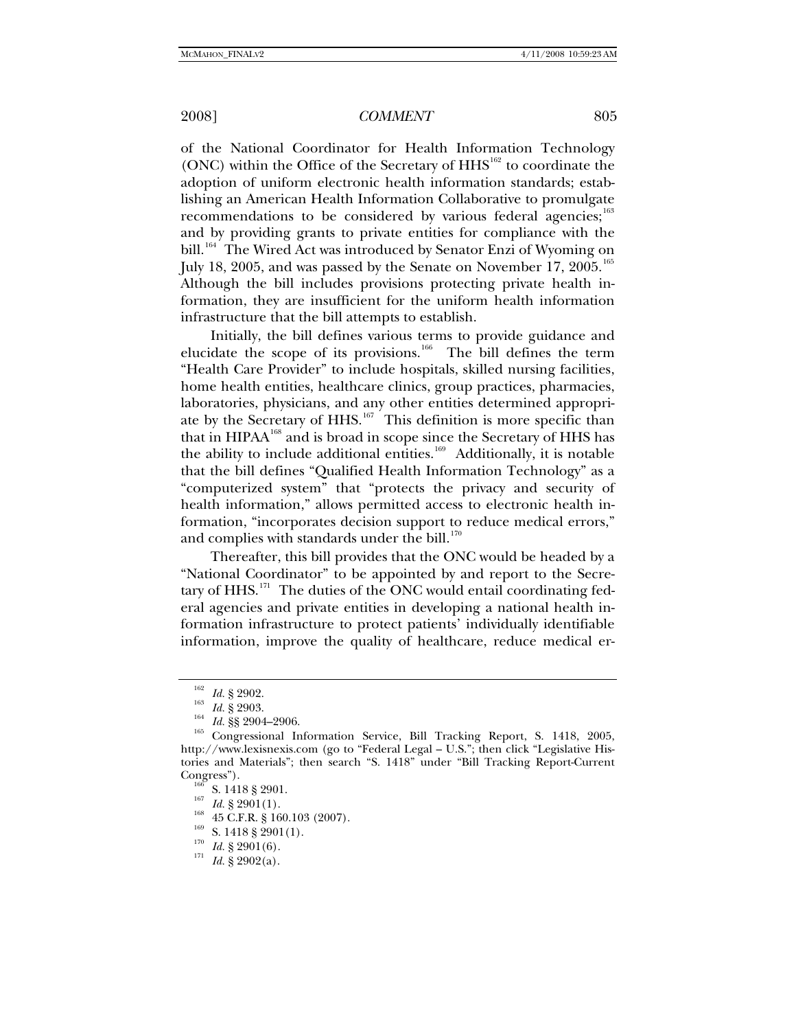of the National Coordinator for Health Information Technology (ONC) within the Office of the Secretary of HHS[162] to coordinate the adoption of uniform electronic health information standards; establishing an American Health Information Collaborative to promulgate recommendations to be considered by various federal agencies;[163] and by providing grants to private entities for compliance with the bill.[164] The Wired Act was introduced by Senator Enzi of Wyoming on July 18, 2005, and was passed by the Senate on November 17, 2005.[165] Although the bill includes provisions protecting private health information, they are insufficient for the uniform health information infrastructure that the bill attempts to establish.

Initially, the bill defines various terms to provide guidance and elucidate the scope of its provisions.[166] The bill defines the term "Health Care Provider" to include hospitals, skilled nursing facilities, home health entities, healthcare clinics, group practices, pharmacies, laboratories, physicians, and any other entities determined appropriate by the Secretary of HHS.[167] This definition is more specific than that in HIPAA[168] and is broad in scope since the Secretary of HHS has the ability to include additional entities.[169] Additionally, it is notable that the bill defines "Qualified Health Information Technology" as a "computerized system" that "protects the privacy and security of health information," allows permitted access to electronic health information, "incorporates decision support to reduce medical errors," and complies with standards under the bill.[170]

Thereafter, this bill provides that the ONC would be headed by a "National Coordinator" to be appointed by and report to the Secretary of HHS.[171] The duties of the ONC would entail coordinating federal agencies and private entities in developing a national health information infrastructure to protect patients' individually identifiable information, improve the quality of healthcare, reduce medical er-

---

[162] *Id.* § 2902.

[163] *Id.* § 2903.

[164] *Id.* §§ 2904–2906.

[165] Congressional Information Service, Bill Tracking Report, S. 1418, 2005, http://www.lexisnexis.com (go to "Federal Legal – U.S."; then click "Legislative Histories and Materials"; then search "S. 1418" under "Bill Tracking Report-Current Congress").

[166] S. 1418 § 2901.

[167] *Id.* § 2901(1).

[168] 45 C.F.R. § 160.103 (2007).

[169] S. 1418 § 2901(1).

[170] *Id.* § 2901(6).

[171] *Id.* § 2902(a).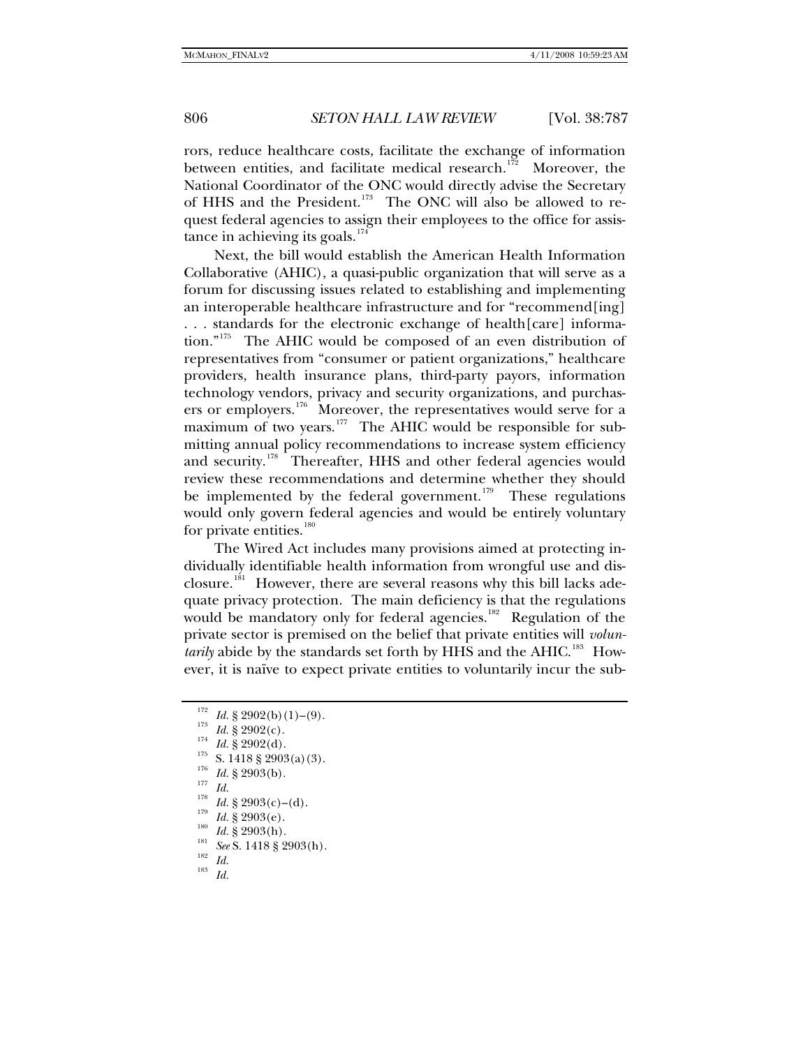rors, reduce healthcare costs, facilitate the exchange of information between entities, and facilitate medical research.[172] Moreover, the National Coordinator of the ONC would directly advise the Secretary of HHS and the President.[173] The ONC will also be allowed to request federal agencies to assign their employees to the office for assistance in achieving its goals.[174]

Next, the bill would establish the American Health Information Collaborative (AHIC), a quasi-public organization that will serve as a forum for discussing issues related to establishing and implementing an interoperable healthcare infrastructure and for "recommend[ing] . . . standards for the electronic exchange of health[care] information."[175] The AHIC would be composed of an even distribution of representatives from "consumer or patient organizations," healthcare providers, health insurance plans, third-party payors, information technology vendors, privacy and security organizations, and purchasers or employers.[176] Moreover, the representatives would serve for a maximum of two years.[177] The AHIC would be responsible for submitting annual policy recommendations to increase system efficiency and security.[178] Thereafter, HHS and other federal agencies would review these recommendations and determine whether they should be implemented by the federal government.[179] These regulations would only govern federal agencies and would be entirely voluntary for private entities.[180]

The Wired Act includes many provisions aimed at protecting individually identifiable health information from wrongful use and disclosure.[181] However, there are several reasons why this bill lacks adequate privacy protection. The main deficiency is that the regulations would be mandatory only for federal agencies.[182] Regulation of the private sector is premised on the belief that private entities will *voluntarily* abide by the standards set forth by HHS and the AHIC.[183] However, it is naïve to expect private entities to voluntarily incur the sub-

---

[172] *Id.* § 2902(b)(1)–(9).

[173] *Id.* § 2902(c).

[174] *Id.* § 2902(d).

[175] S. 1418 § 2903(a)(3).

[176] *Id.* § 2903(b).

[177] *Id.*

[178] *Id.* § 2903(c)–(d).

[179] *Id.* § 2903(e).

[180] *Id.* § 2903(h).

[181] *See* S. 1418 § 2903(h).

[182] *Id.*

[183] *Id.*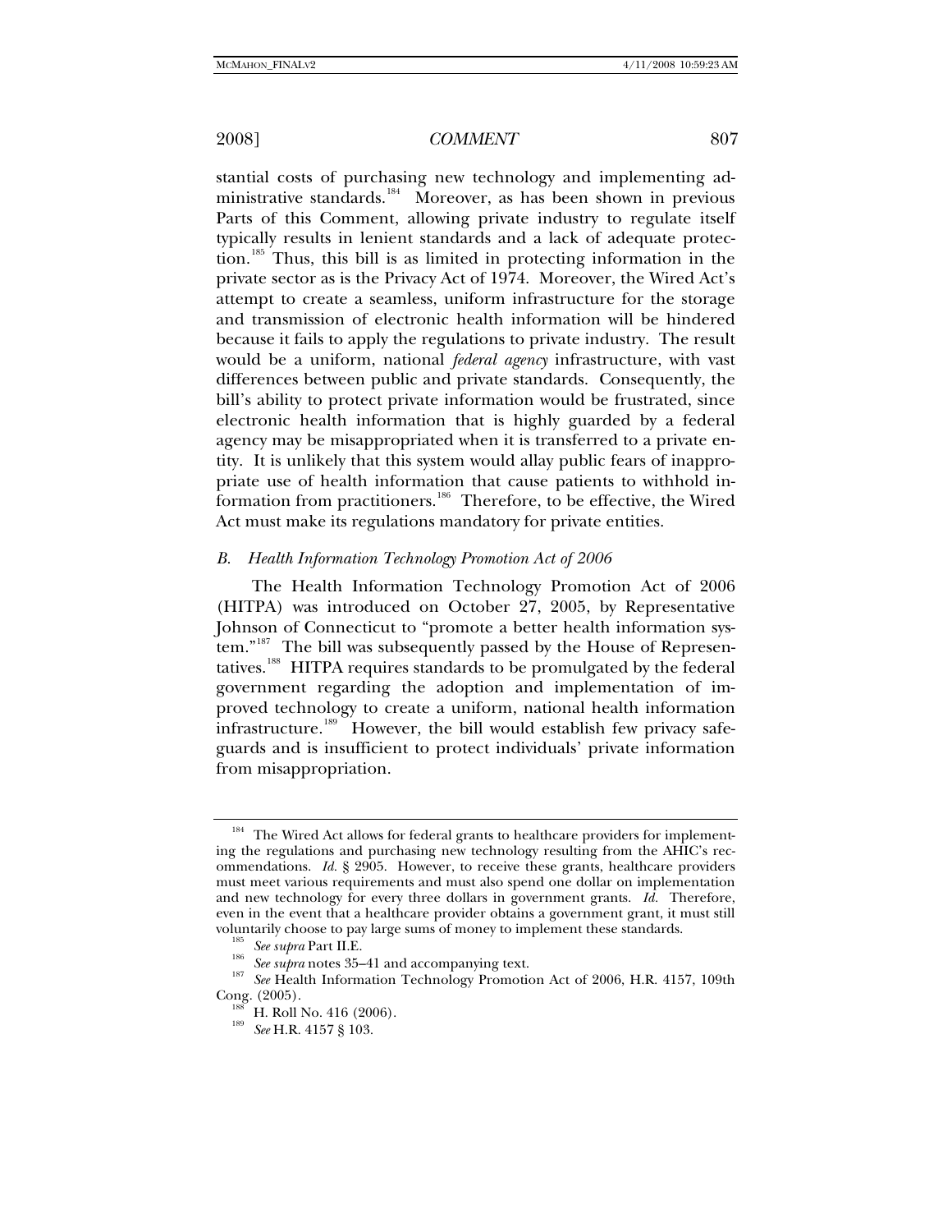stantial costs of purchasing new technology and implementing administrative standards.[184] Moreover, as has been shown in previous Parts of this Comment, allowing private industry to regulate itself typically results in lenient standards and a lack of adequate protection.[185] Thus, this bill is as limited in protecting information in the private sector as is the Privacy Act of 1974. Moreover, the Wired Act's attempt to create a seamless, uniform infrastructure for the storage and transmission of electronic health information will be hindered because it fails to apply the regulations to private industry. The result would be a uniform, national *federal agency* infrastructure, with vast differences between public and private standards. Consequently, the bill's ability to protect private information would be frustrated, since electronic health information that is highly guarded by a federal agency may be misappropriated when it is transferred to a private entity. It is unlikely that this system would allay public fears of inappropriate use of health information that cause patients to withhold information from practitioners.[186] Therefore, to be effective, the Wired Act must make its regulations mandatory for private entities.

### *B. Health Information Technology Promotion Act of 2006*

The Health Information Technology Promotion Act of 2006 (HITPA) was introduced on October 27, 2005, by Representative Johnson of Connecticut to "promote a better health information system."[187] The bill was subsequently passed by the House of Representatives.[188] HITPA requires standards to be promulgated by the federal government regarding the adoption and implementation of improved technology to create a uniform, national health information infrastructure.[189] However, the bill would establish few privacy safeguards and is insufficient to protect individuals' private information from misappropriation.

---

[184] The Wired Act allows for federal grants to healthcare providers for implementing the regulations and purchasing new technology resulting from the AHIC's recommendations. *Id.* § 2905. However, to receive these grants, healthcare providers must meet various requirements and must also spend one dollar on implementation and new technology for every three dollars in government grants. *Id.* Therefore, even in the event that a healthcare provider obtains a government grant, it must still voluntarily choose to pay large sums of money to implement these standards.

[185] *See supra* Part II.E.

[186] *See supra* notes 35–41 and accompanying text.

[187] *See* Health Information Technology Promotion Act of 2006, H.R. 4157, 109th Cong. (2005).

[188] H. Roll No. 416 (2006).

[189] *See* H.R. 4157 § 103.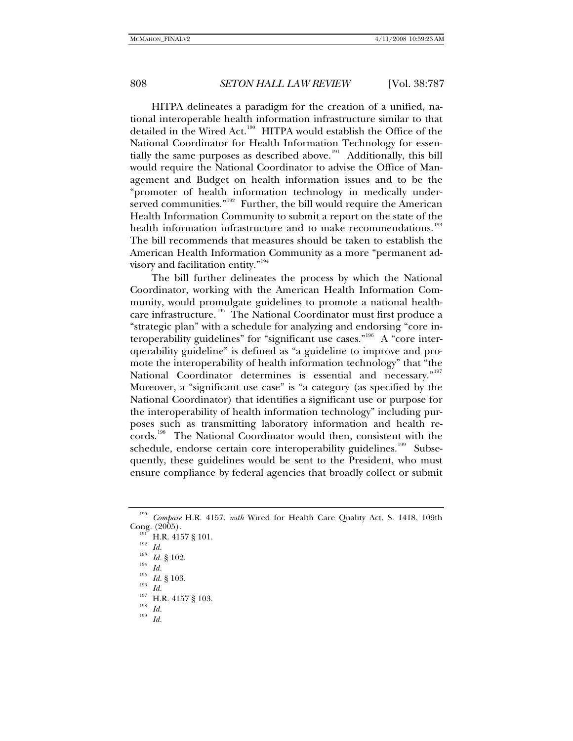HITPA delineates a paradigm for the creation of a unified, national interoperable health information infrastructure similar to that detailed in the Wired Act.[190] HITPA would establish the Office of the National Coordinator for Health Information Technology for essentially the same purposes as described above.[191] Additionally, this bill would require the National Coordinator to advise the Office of Management and Budget on health information issues and to be the "promoter of health information technology in medically underserved communities."[192] Further, the bill would require the American Health Information Community to submit a report on the state of the health information infrastructure and to make recommendations.[193] The bill recommends that measures should be taken to establish the American Health Information Community as a more "permanent advisory and facilitation entity."[194]

The bill further delineates the process by which the National Coordinator, working with the American Health Information Community, would promulgate guidelines to promote a national healthcare infrastructure.[195] The National Coordinator must first produce a "strategic plan" with a schedule for analyzing and endorsing "core interoperability guidelines" for "significant use cases."[196] A "core interoperability guideline" is defined as "a guideline to improve and promote the interoperability of health information technology" that "the National Coordinator determines is essential and necessary."[197] Moreover, a "significant use case" is "a category (as specified by the National Coordinator) that identifies a significant use or purpose for the interoperability of health information technology" including purposes such as transmitting laboratory information and health records.[198] The National Coordinator would then, consistent with the schedule, endorse certain core interoperability guidelines.[199] Subsequently, these guidelines would be sent to the President, who must ensure compliance by federal agencies that broadly collect or submit

---

[190] *Compare* H.R. 4157, *with* Wired for Health Care Quality Act, S. 1418, 109th Cong. (2005).

[191] H.R. 4157 § 101.

[192] *Id.*

[193] *Id.* § 102.

[194] *Id.*

[195] *Id.* § 103.

[196] *Id.*

[197] H.R. 4157 § 103.

[198] *Id.*

[199] *Id.*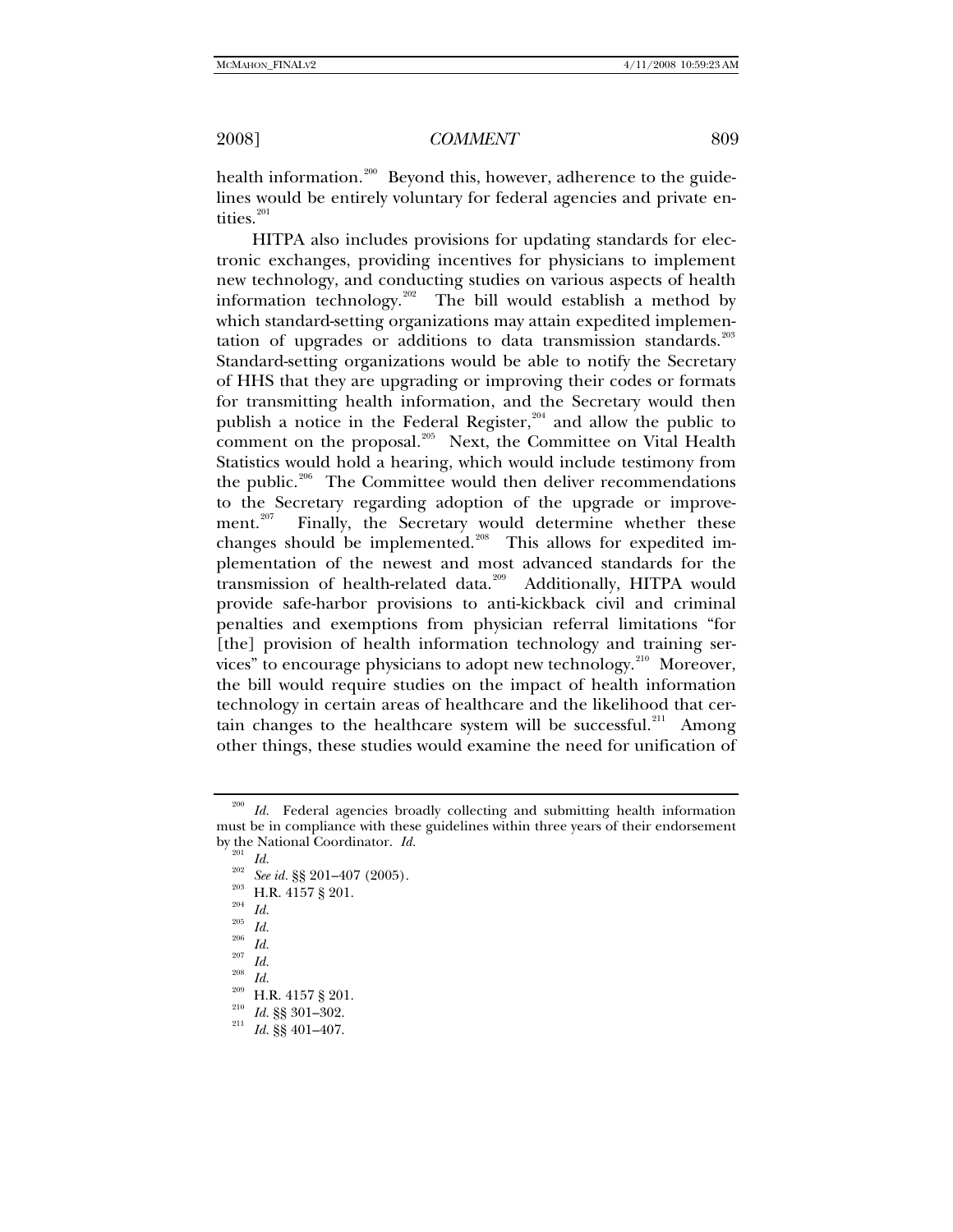health information.[200] Beyond this, however, adherence to the guidelines would be entirely voluntary for federal agencies and private entities.[201]

HITPA also includes provisions for updating standards for electronic exchanges, providing incentives for physicians to implement new technology, and conducting studies on various aspects of health information technology.[202] The bill would establish a method by which standard-setting organizations may attain expedited implementation of upgrades or additions to data transmission standards.[203] Standard-setting organizations would be able to notify the Secretary of HHS that they are upgrading or improving their codes or formats for transmitting health information, and the Secretary would then publish a notice in the Federal Register,[204] and allow the public to comment on the proposal.[205] Next, the Committee on Vital Health Statistics would hold a hearing, which would include testimony from the public.[206] The Committee would then deliver recommendations to the Secretary regarding adoption of the upgrade or improvement.[207] Finally, the Secretary would determine whether these changes should be implemented.[208] This allows for expedited implementation of the newest and most advanced standards for the transmission of health-related data.[209] Additionally, HITPA would provide safe-harbor provisions to anti-kickback civil and criminal penalties and exemptions from physician referral limitations "for [the] provision of health information technology and training services" to encourage physicians to adopt new technology.[210] Moreover, the bill would require studies on the impact of health information technology in certain areas of healthcare and the likelihood that certain changes to the healthcare system will be successful.[211] Among other things, these studies would examine the need for unification of

---

[200] *Id.* Federal agencies broadly collecting and submitting health information must be in compliance with these guidelines within three years of their endorsement by the National Coordinator. *Id.*

[201] *Id.*

[202] *See id.* §§ 201–407 (2005).

[203] H.R. 4157 § 201.

[204] *Id.*

[205] *Id.*

[206] *Id.*

[207] *Id.*

[208] *Id.*

[209] H.R. 4157 § 201.

[210] *Id.* §§ 301–302.

[211] *Id.* §§ 401–407.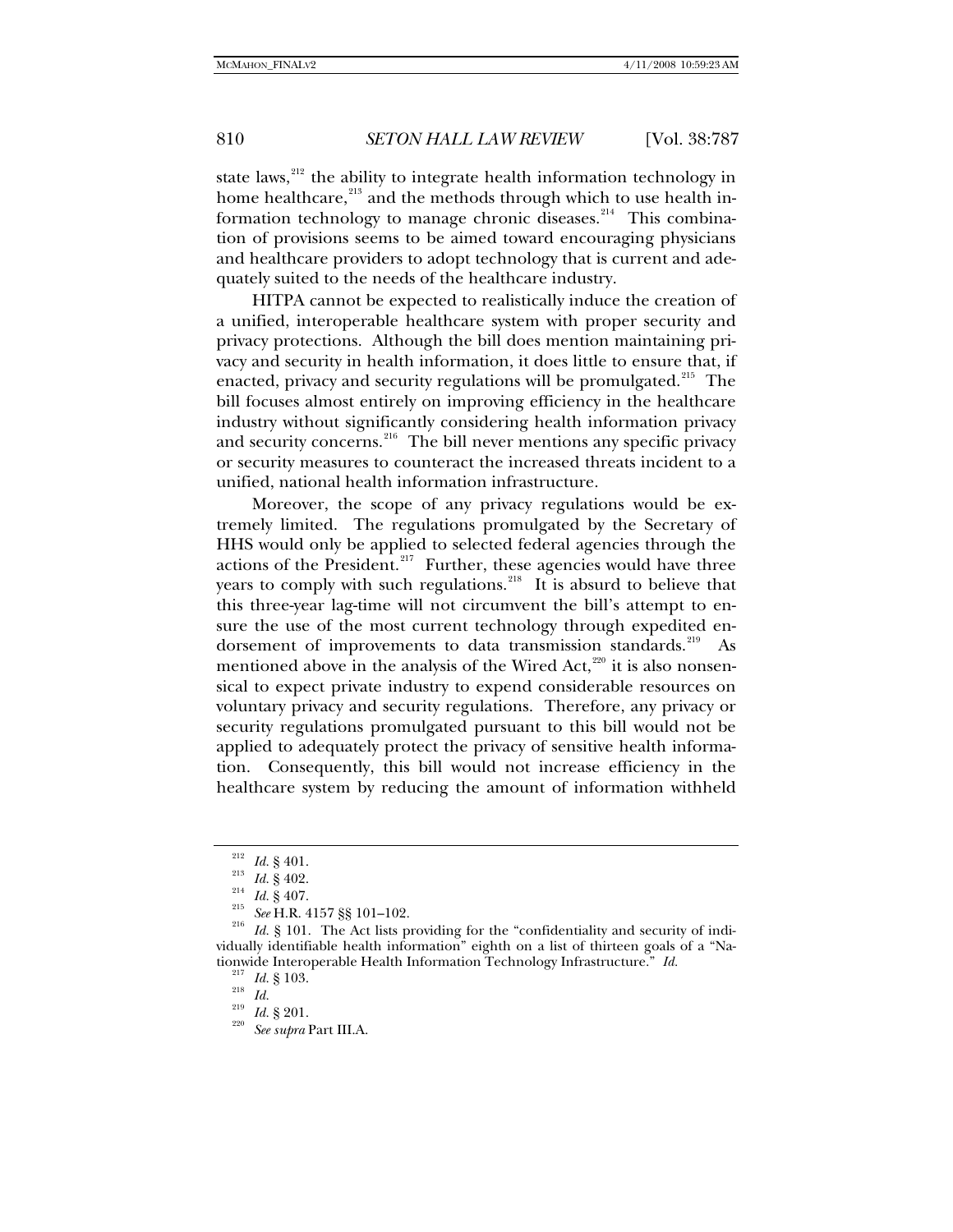state laws,[212] the ability to integrate health information technology in home healthcare,[213] and the methods through which to use health information technology to manage chronic diseases.[214] This combination of provisions seems to be aimed toward encouraging physicians and healthcare providers to adopt technology that is current and adequately suited to the needs of the healthcare industry.

HITPA cannot be expected to realistically induce the creation of a unified, interoperable healthcare system with proper security and privacy protections. Although the bill does mention maintaining privacy and security in health information, it does little to ensure that, if enacted, privacy and security regulations will be promulgated.[215] The bill focuses almost entirely on improving efficiency in the healthcare industry without significantly considering health information privacy and security concerns.[216] The bill never mentions any specific privacy or security measures to counteract the increased threats incident to a unified, national health information infrastructure.

Moreover, the scope of any privacy regulations would be extremely limited. The regulations promulgated by the Secretary of HHS would only be applied to selected federal agencies through the actions of the President.[217] Further, these agencies would have three years to comply with such regulations.[218] It is absurd to believe that this three-year lag-time will not circumvent the bill's attempt to ensure the use of the most current technology through expedited endorsement of improvements to data transmission standards.[219] As mentioned above in the analysis of the Wired Act,[220] it is also nonsensical to expect private industry to expend considerable resources on voluntary privacy and security regulations. Therefore, any privacy or security regulations promulgated pursuant to this bill would not be applied to adequately protect the privacy of sensitive health information. Consequently, this bill would not increase efficiency in the healthcare system by reducing the amount of information withheld

---

[212] *Id.* § 401.

[213] *Id.* § 402.

[214] *Id.* § 407.

[215] *See* H.R. 4157 §§ 101–102.

[216] *Id.* § 101. The Act lists providing for the "confidentiality and security of individually identifiable health information" eighth on a list of thirteen goals of a "Nationwide Interoperable Health Information Technology Infrastructure." *Id.*

[217] *Id.* § 103.

[218] *Id.*

[219] *Id.* § 201.

[220] *See supra* Part III.A.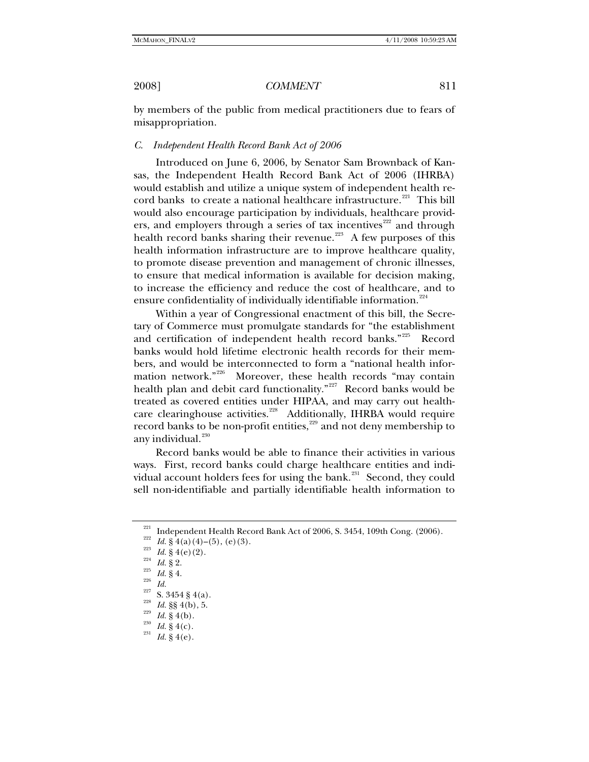by members of the public from medical practitioners due to fears of misappropriation.

### *C. Independent Health Record Bank Act of 2006*

Introduced on June 6, 2006, by Senator Sam Brownback of Kansas, the Independent Health Record Bank Act of 2006 (IHRBA) would establish and utilize a unique system of independent health record banks to create a national healthcare infrastructure.[221] This bill would also encourage participation by individuals, healthcare providers, and employers through a series of tax incentives[222] and through health record banks sharing their revenue.[223] A few purposes of this health information infrastructure are to improve healthcare quality, to promote disease prevention and management of chronic illnesses, to ensure that medical information is available for decision making, to increase the efficiency and reduce the cost of healthcare, and to ensure confidentiality of individually identifiable information.[224]

Within a year of Congressional enactment of this bill, the Secretary of Commerce must promulgate standards for "the establishment and certification of independent health record banks."[225] Record banks would hold lifetime electronic health records for their members, and would be interconnected to form a "national health information network."[226] Moreover, these health records "may contain health plan and debit card functionality."[227] Record banks would be treated as covered entities under HIPAA, and may carry out healthcare clearinghouse activities.[228] Additionally, IHRBA would require record banks to be non-profit entities,[229] and not deny membership to any individual.[230]

Record banks would be able to finance their activities in various ways. First, record banks could charge healthcare entities and individual account holders fees for using the bank.[231] Second, they could sell non-identifiable and partially identifiable health information to

---

[221] Independent Health Record Bank Act of 2006, S. 3454, 109th Cong. (2006).

[222] *Id.* § 4(a)(4)–(5), (e)(3).

[223] *Id.* § 4(e)(2).

[224] *Id.* § 2.

[225] *Id.* § 4.

[226] *Id.*

[227] S. 3454 § 4(a).

[228] *Id.* §§ 4(b), 5.

[229] *Id.* § 4(b).

[230] *Id.* § 4(c).

[231] *Id.* § 4(e).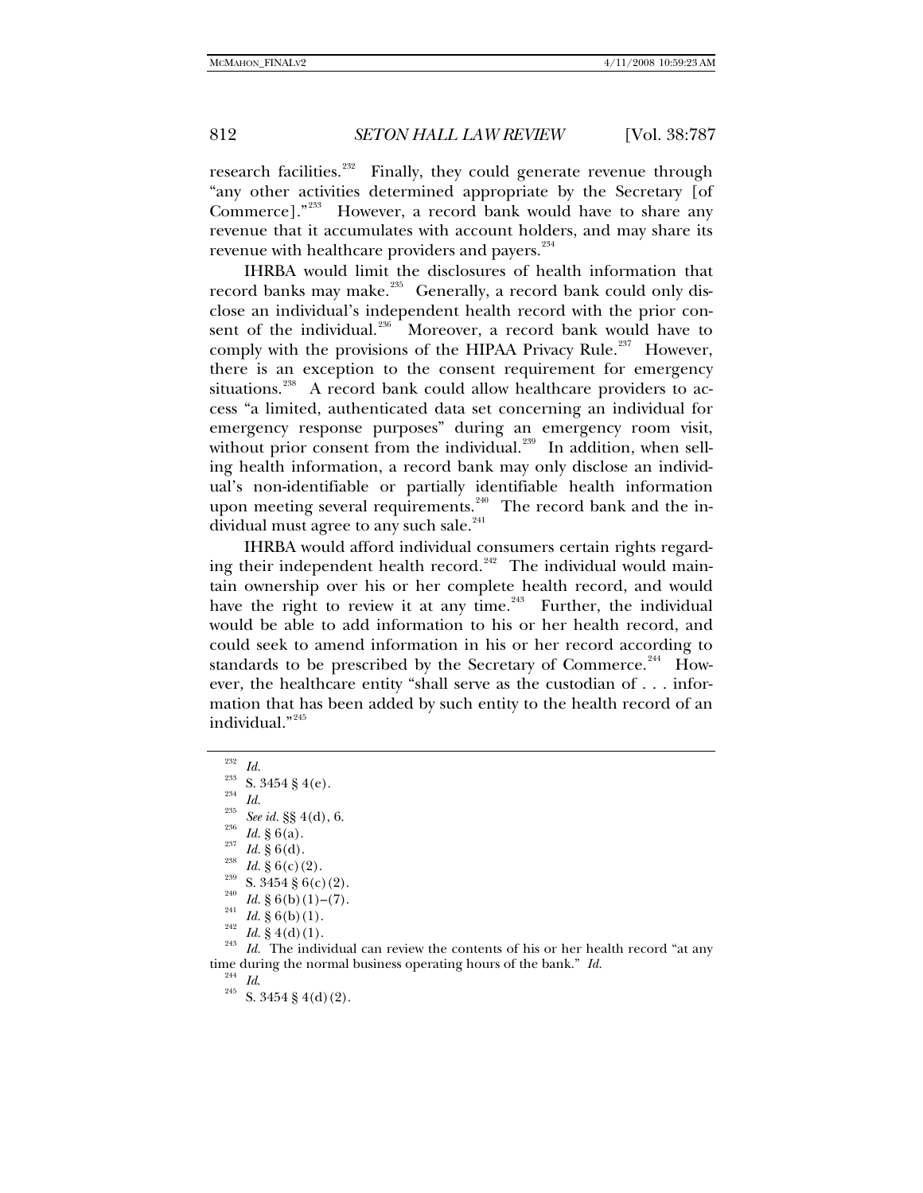research facilities.[232] Finally, they could generate revenue through "any other activities determined appropriate by the Secretary [of Commerce]."[233] However, a record bank would have to share any revenue that it accumulates with account holders, and may share its revenue with healthcare providers and payers.[234]

IHRBA would limit the disclosures of health information that record banks may make.[235] Generally, a record bank could only disclose an individual's independent health record with the prior consent of the individual.[236] Moreover, a record bank would have to comply with the provisions of the HIPAA Privacy Rule.[237] However, there is an exception to the consent requirement for emergency situations.[238] A record bank could allow healthcare providers to access "a limited, authenticated data set concerning an individual for emergency response purposes" during an emergency room visit, without prior consent from the individual.[239] In addition, when selling health information, a record bank may only disclose an individual's non-identifiable or partially identifiable health information upon meeting several requirements.[240] The record bank and the individual must agree to any such sale.[241]

IHRBA would afford individual consumers certain rights regarding their independent health record.[242] The individual would maintain ownership over his or her complete health record, and would have the right to review it at any time.[243] Further, the individual would be able to add information to his or her health record, and could seek to amend information in his or her record according to standards to be prescribed by the Secretary of Commerce.[244] However, the healthcare entity "shall serve as the custodian of . . . information that has been added by such entity to the health record of an individual."[245]

---

[232] *Id.*

[233] S. 3454 § 4(e).

[234] *Id.*

[235] *See id.* §§ 4(d), 6.

[236] *Id.* § 6(a).

[237] *Id.* § 6(d).

[238] *Id.* § 6(c)(2).

[239] S. 3454 § 6(c)(2).

[240] *Id.* § 6(b)(1)–(7).

[241] *Id.* § 6(b)(1).

[242] *Id.* § 4(d)(1).

[243] *Id.* The individual can review the contents of his or her health record "at any time during the normal business operating hours of the bank." *Id.*

[244] *Id.*

[245] S. 3454 § 4(d)(2).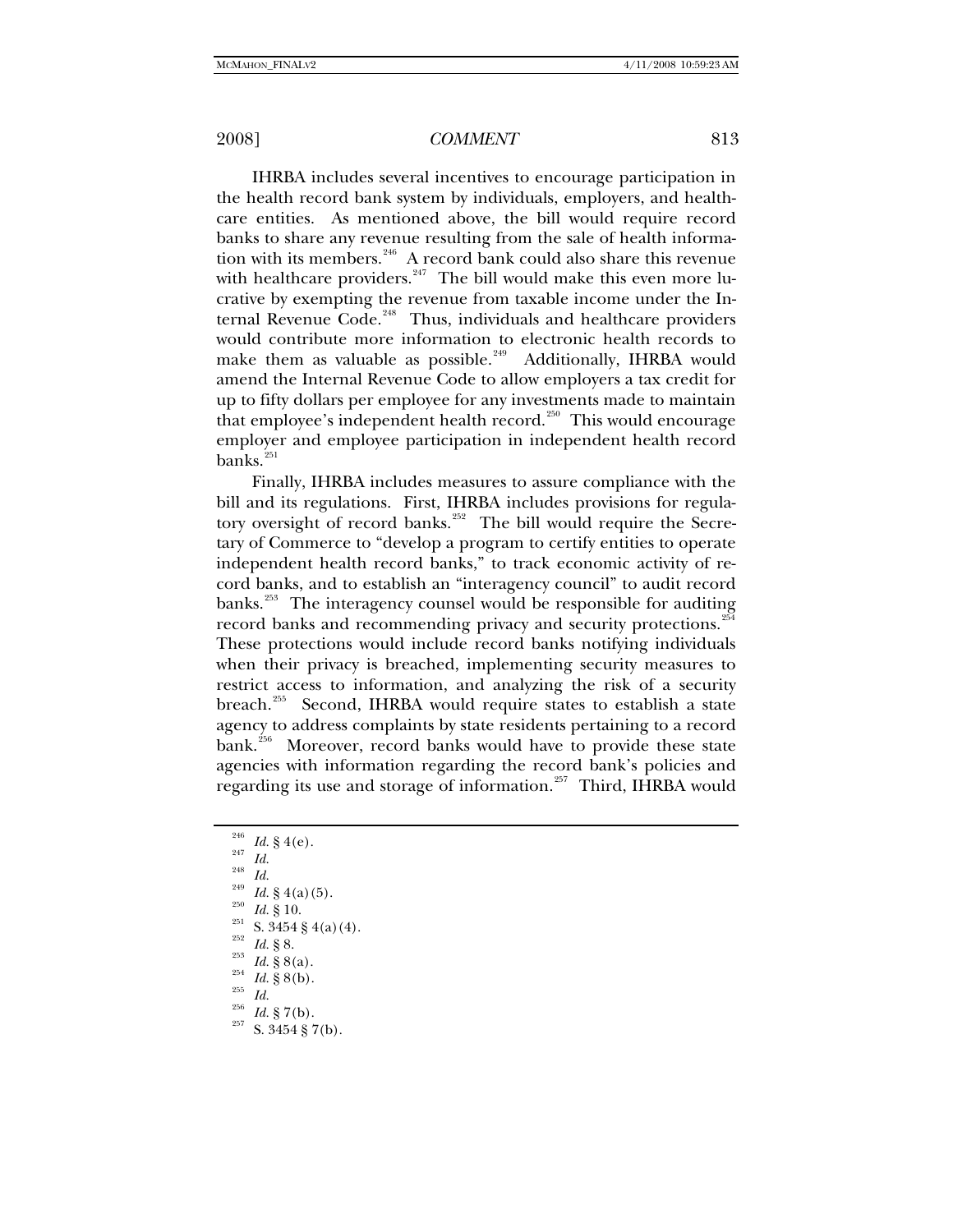IHRBA includes several incentives to encourage participation in the health record bank system by individuals, employers, and healthcare entities. As mentioned above, the bill would require record banks to share any revenue resulting from the sale of health information with its members.[246] A record bank could also share this revenue with healthcare providers.[247] The bill would make this even more lucrative by exempting the revenue from taxable income under the Internal Revenue Code.[248] Thus, individuals and healthcare providers would contribute more information to electronic health records to make them as valuable as possible.[249] Additionally, IHRBA would amend the Internal Revenue Code to allow employers a tax credit for up to fifty dollars per employee for any investments made to maintain that employee's independent health record.[250] This would encourage employer and employee participation in independent health record banks.[251]

Finally, IHRBA includes measures to assure compliance with the bill and its regulations. First, IHRBA includes provisions for regulatory oversight of record banks.[252] The bill would require the Secretary of Commerce to "develop a program to certify entities to operate independent health record banks," to track economic activity of record banks, and to establish an "interagency council" to audit record banks.[253] The interagency counsel would be responsible for auditing record banks and recommending privacy and security protections.[254] These protections would include record banks notifying individuals when their privacy is breached, implementing security measures to restrict access to information, and analyzing the risk of a security breach.[255] Second, IHRBA would require states to establish a state agency to address complaints by state residents pertaining to a record bank.[256] Moreover, record banks would have to provide these state agencies with information regarding the record bank's policies and regarding its use and storage of information.[257] Third, IHRBA would

---

[246] *Id.* § 4(e).

[247] *Id.*

[248] *Id.*

[249] *Id.* § 4(a)(5).

[250] *Id.* § 10.

[251] S. 3454 § 4(a)(4).

[252] *Id.* § 8.

[253] *Id.* § 8(a).

[254] *Id.* § 8(b).

[255] *Id.*

[256] *Id.* § 7(b).

[257] S. 3454 § 7(b).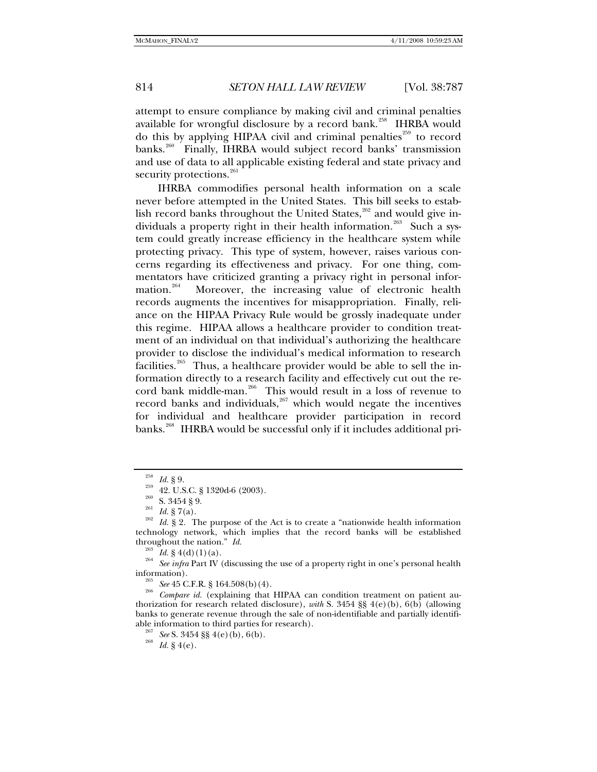attempt to ensure compliance by making civil and criminal penalties available for wrongful disclosure by a record bank.[258] IHRBA would do this by applying HIPAA civil and criminal penalties[259] to record banks.[260] Finally, IHRBA would subject record banks' transmission and use of data to all applicable existing federal and state privacy and security protections.[261]

IHRBA commodifies personal health information on a scale never before attempted in the United States. This bill seeks to establish record banks throughout the United States,[262] and would give individuals a property right in their health information.[263] Such a system could greatly increase efficiency in the healthcare system while protecting privacy. This type of system, however, raises various concerns regarding its effectiveness and privacy. For one thing, commentators have criticized granting a privacy right in personal information.[264] Moreover, the increasing value of electronic health records augments the incentives for misappropriation. Finally, reliance on the HIPAA Privacy Rule would be grossly inadequate under this regime. HIPAA allows a healthcare provider to condition treatment of an individual on that individual's authorizing the healthcare provider to disclose the individual's medical information to research facilities.[265] Thus, a healthcare provider would be able to sell the information directly to a research facility and effectively cut out the record bank middle-man.[266] This would result in a loss of revenue to record banks and individuals,[267] which would negate the incentives for individual and healthcare provider participation in record banks.[268] IHRBA would be successful only if it includes additional pri-

---

[258] *Id.* § 9.

[259] 42. U.S.C. § 1320d-6 (2003).

[260] S. 3454 § 9.

[261] *Id.* § 7(a).

[262] *Id.* § 2. The purpose of the Act is to create a "nationwide health information technology network, which implies that the record banks will be established throughout the nation." *Id.*

[263] *Id.* § 4(d)(1)(a).

[264] *See infra* Part IV (discussing the use of a property right in one's personal health information).

[265] *See* 45 C.F.R. § 164.508(b)(4).

[266] *Compare id.* (explaining that HIPAA can condition treatment on patient authorization for research related disclosure), *with* S. 3454 §§ 4(e)(b), 6(b) (allowing banks to generate revenue through the sale of non-identifiable and partially identifiable information to third parties for research).

[267] *See* S. 3454 §§ 4(e)(b), 6(b).

[268] *Id.* § 4(e).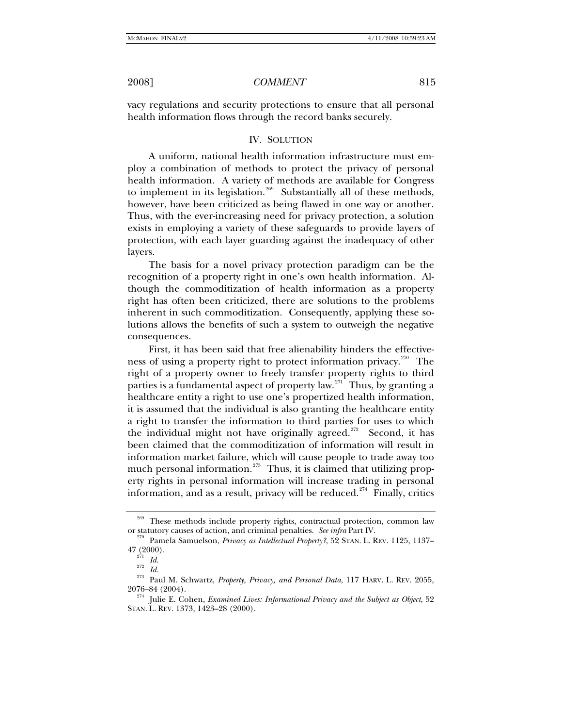vacy regulations and security protections to ensure that all personal health information flows through the record banks securely.

## IV. SOLUTION

A uniform, national health information infrastructure must employ a combination of methods to protect the privacy of personal health information. A variety of methods are available for Congress to implement in its legislation.[269] Substantially all of these methods, however, have been criticized as being flawed in one way or another. Thus, with the ever-increasing need for privacy protection, a solution exists in employing a variety of these safeguards to provide layers of protection, with each layer guarding against the inadequacy of other layers.

The basis for a novel privacy protection paradigm can be the recognition of a property right in one's own health information. Although the commoditization of health information as a property right has often been criticized, there are solutions to the problems inherent in such commoditization. Consequently, applying these solutions allows the benefits of such a system to outweigh the negative consequences.

First, it has been said that free alienability hinders the effectiveness of using a property right to protect information privacy.[270] The right of a property owner to freely transfer property rights to third parties is a fundamental aspect of property law.[271] Thus, by granting a healthcare entity a right to use one's propertized health information, it is assumed that the individual is also granting the healthcare entity a right to transfer the information to third parties for uses to which the individual might not have originally agreed.[272] Second, it has been claimed that the commoditization of information will result in information market failure, which will cause people to trade away too much personal information.[273] Thus, it is claimed that utilizing property rights in personal information will increase trading in personal information, and as a result, privacy will be reduced.[274] Finally, critics

---

[269] These methods include property rights, contractual protection, common law or statutory causes of action, and criminal penalties. *See infra* Part IV.

[270] Pamela Samuelson, *Privacy as Intellectual Property?*, 52 STAN. L. REV. 1125, 1137–47 (2000).

[271] *Id.*

[272] *Id.*

[273] Paul M. Schwartz, *Property, Privacy, and Personal Data*, 117 HARV. L. REV. 2055, 2076–84 (2004).

[274] Julie E. Cohen, *Examined Lives: Informational Privacy and the Subject as Object*, 52 STAN. L. REV. 1373, 1423–28 (2000).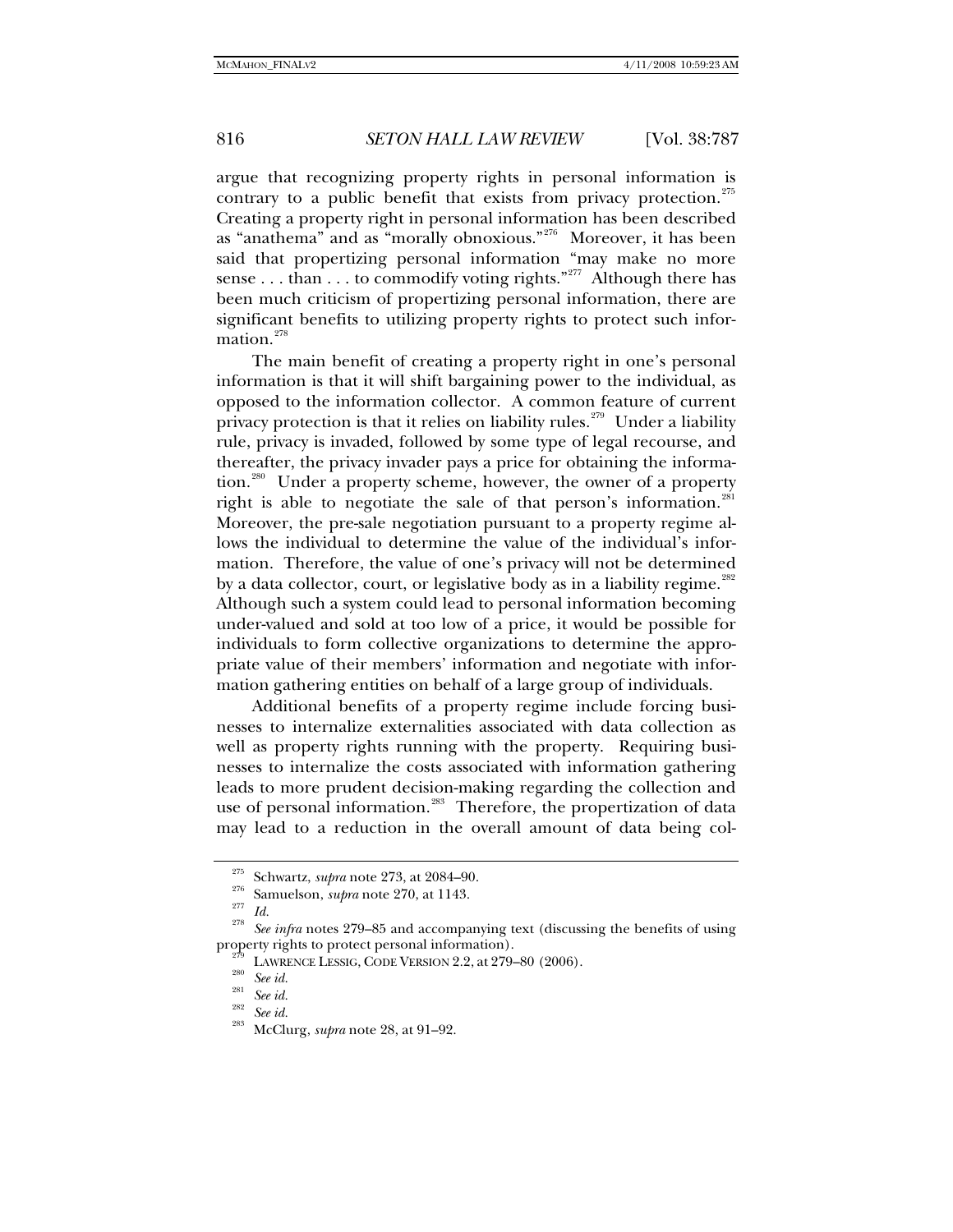argue that recognizing property rights in personal information is contrary to a public benefit that exists from privacy protection.[275] Creating a property right in personal information has been described as "anathema" and as "morally obnoxious."[276] Moreover, it has been said that propertizing personal information "may make no more sense . . . than . . . to commodify voting rights."[277] Although there has been much criticism of propertizing personal information, there are significant benefits to utilizing property rights to protect such information.[278]

The main benefit of creating a property right in one's personal information is that it will shift bargaining power to the individual, as opposed to the information collector. A common feature of current privacy protection is that it relies on liability rules.[279] Under a liability rule, privacy is invaded, followed by some type of legal recourse, and thereafter, the privacy invader pays a price for obtaining the information.[280] Under a property scheme, however, the owner of a property right is able to negotiate the sale of that person's information.[281] Moreover, the pre-sale negotiation pursuant to a property regime allows the individual to determine the value of the individual's information. Therefore, the value of one's privacy will not be determined by a data collector, court, or legislative body as in a liability regime.[282] Although such a system could lead to personal information becoming under-valued and sold at too low of a price, it would be possible for individuals to form collective organizations to determine the appropriate value of their members' information and negotiate with information gathering entities on behalf of a large group of individuals.

Additional benefits of a property regime include forcing businesses to internalize externalities associated with data collection as well as property rights running with the property. Requiring businesses to internalize the costs associated with information gathering leads to more prudent decision-making regarding the collection and use of personal information.[283] Therefore, the propertization of data may lead to a reduction in the overall amount of data being col-

---

[275] Schwartz, *supra* note 273, at 2084–90.

[276] Samuelson, *supra* note 270, at 1143.

[277] *Id.*

[278] *See infra* notes 279–85 and accompanying text (discussing the benefits of using property rights to protect personal information).

[279] LAWRENCE LESSIG, CODE VERSION 2.2, at 279–80 (2006).

[280] *See id.*

[281] *See id.*

[282] *See id.*

[283] McClurg, *supra* note 28, at 91–92.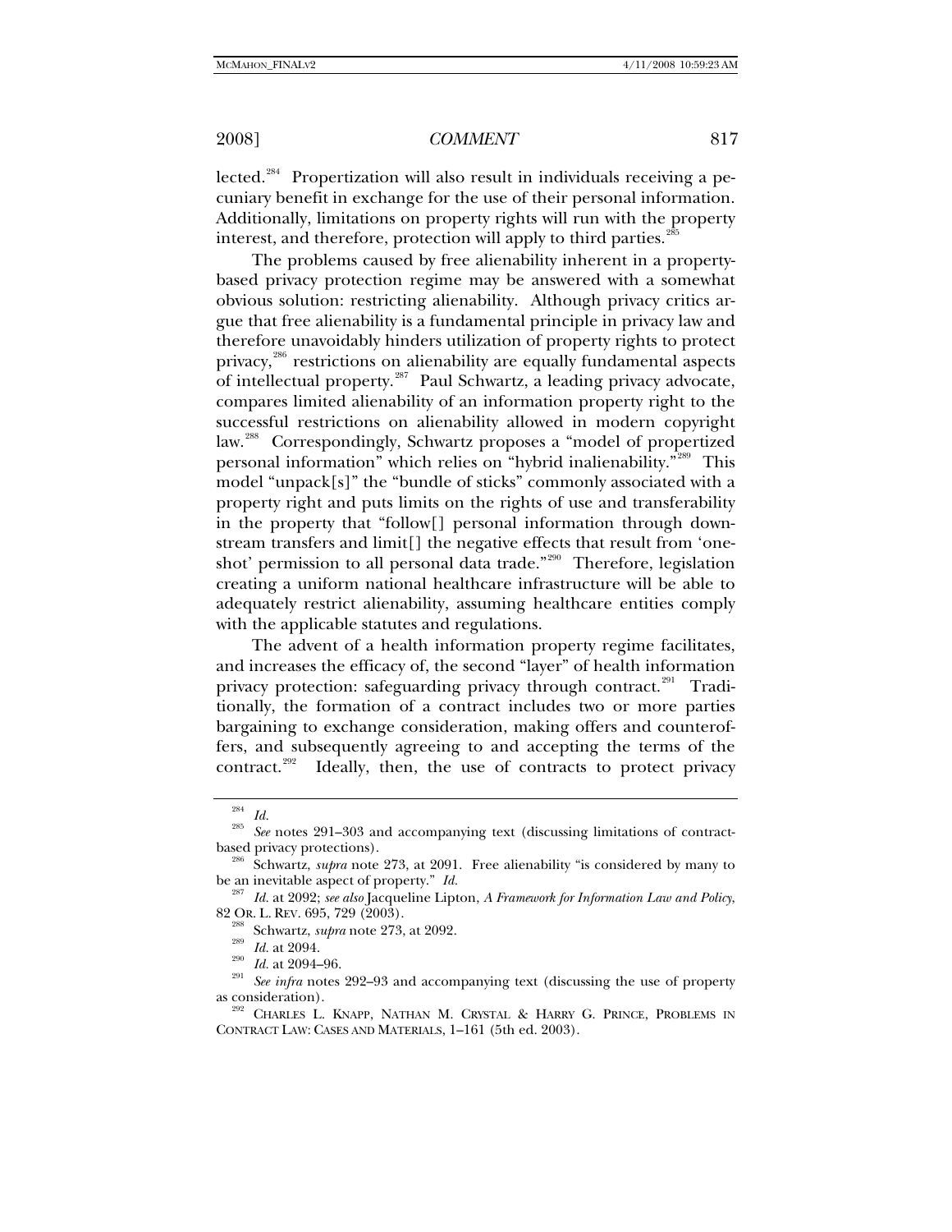lected.[284] Propertization will also result in individuals receiving a pecuniary benefit in exchange for the use of their personal information. Additionally, limitations on property rights will run with the property interest, and therefore, protection will apply to third parties.[285]

The problems caused by free alienability inherent in a property-based privacy protection regime may be answered with a somewhat obvious solution: restricting alienability. Although privacy critics argue that free alienability is a fundamental principle in privacy law and therefore unavoidably hinders utilization of property rights to protect privacy,[286] restrictions on alienability are equally fundamental aspects of intellectual property.[287] Paul Schwartz, a leading privacy advocate, compares limited alienability of an information property right to the successful restrictions on alienability allowed in modern copyright law.[288] Correspondingly, Schwartz proposes a "model of propertized personal information" which relies on "hybrid inalienability."[289] This model "unpack[s]" the "bundle of sticks" commonly associated with a property right and puts limits on the rights of use and transferability in the property that "follow[] personal information through downstream transfers and limit[] the negative effects that result from 'one-shot' permission to all personal data trade."[290] Therefore, legislation creating a uniform national healthcare infrastructure will be able to adequately restrict alienability, assuming healthcare entities comply with the applicable statutes and regulations.

The advent of a health information property regime facilitates, and increases the efficacy of, the second "layer" of health information privacy protection: safeguarding privacy through contract.[291] Traditionally, the formation of a contract includes two or more parties bargaining to exchange consideration, making offers and counteroffers, and subsequently agreeing to and accepting the terms of the contract.[292] Ideally, then, the use of contracts to protect privacy

---

[284] *Id.*

[285] *See* notes 291–303 and accompanying text (discussing limitations of contract-based privacy protections).

[286] Schwartz, *supra* note 273, at 2091. Free alienability "is considered by many to be an inevitable aspect of property." *Id.*

[287] *Id.* at 2092; *see also* Jacqueline Lipton, *A Framework for Information Law and Policy*, 82 OR. L. REV. 695, 729 (2003).

[288] Schwartz, *supra* note 273, at 2092.

[289] *Id.* at 2094.

[290] *Id.* at 2094–96.

[291] *See infra* notes 292–93 and accompanying text (discussing the use of property as consideration).

[292] CHARLES L. KNAPP, NATHAN M. CRYSTAL & HARRY G. PRINCE, PROBLEMS IN CONTRACT LAW: CASES AND MATERIALS, 1–161 (5th ed. 2003).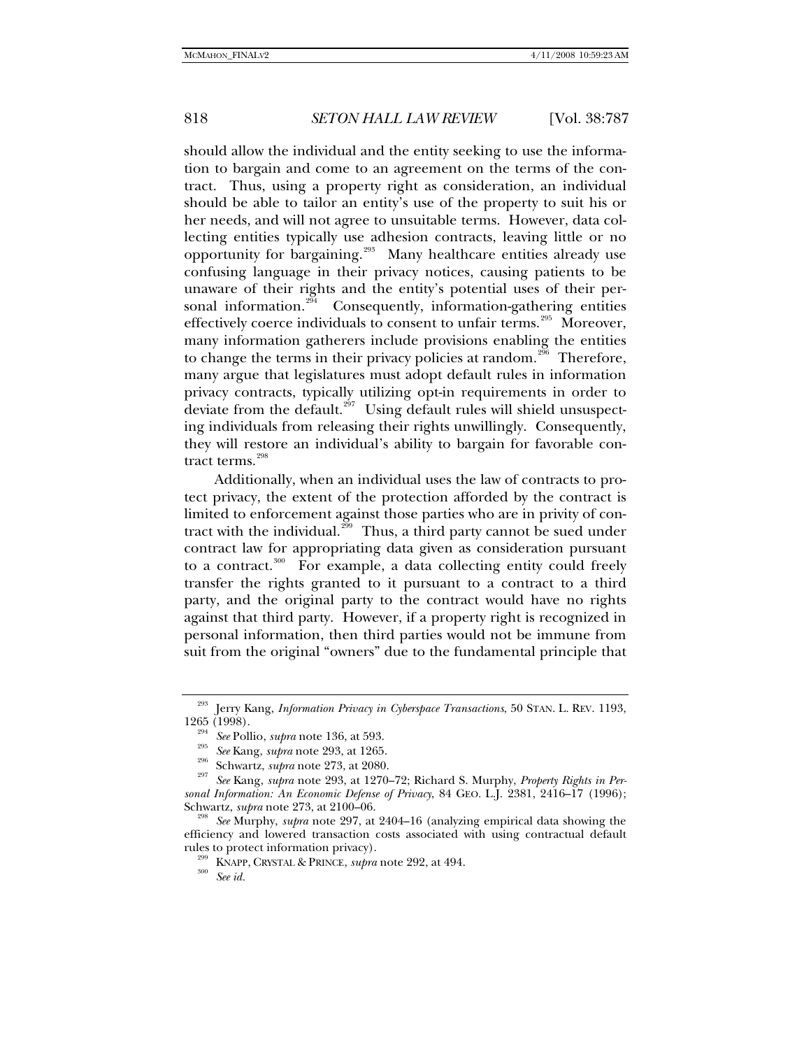should allow the individual and the entity seeking to use the information to bargain and come to an agreement on the terms of the contract. Thus, using a property right as consideration, an individual should be able to tailor an entity's use of the property to suit his or her needs, and will not agree to unsuitable terms. However, data collecting entities typically use adhesion contracts, leaving little or no opportunity for bargaining.[293] Many healthcare entities already use confusing language in their privacy notices, causing patients to be unaware of their rights and the entity's potential uses of their personal information.[294] Consequently, information-gathering entities effectively coerce individuals to consent to unfair terms.[295] Moreover, many information gatherers include provisions enabling the entities to change the terms in their privacy policies at random.[296] Therefore, many argue that legislatures must adopt default rules in information privacy contracts, typically utilizing opt-in requirements in order to deviate from the default.[297] Using default rules will shield unsuspecting individuals from releasing their rights unwillingly. Consequently, they will restore an individual's ability to bargain for favorable contract terms.[298]

Additionally, when an individual uses the law of contracts to protect privacy, the extent of the protection afforded by the contract is limited to enforcement against those parties who are in privity of contract with the individual.[299] Thus, a third party cannot be sued under contract law for appropriating data given as consideration pursuant to a contract.[300] For example, a data collecting entity could freely transfer the rights granted to it pursuant to a contract to a third party, and the original party to the contract would have no rights against that third party. However, if a property right is recognized in personal information, then third parties would not be immune from suit from the original "owners" due to the fundamental principle that

---

[293] Jerry Kang, *Information Privacy in Cyberspace Transactions*, 50 STAN. L. REV. 1193, 1265 (1998).

[294] *See* Pollio, *supra* note 136, at 593.

[295] *See* Kang, *supra* note 293, at 1265.

[296] Schwartz, *supra* note 273, at 2080.

[297] *See* Kang, *supra* note 293, at 1270–72; Richard S. Murphy, *Property Rights in Personal Information: An Economic Defense of Privacy*, 84 GEO. L.J. 2381, 2416–17 (1996); Schwartz, *supra* note 273, at 2100–06.

[298] *See* Murphy, *supra* note 297, at 2404–16 (analyzing empirical data showing the efficiency and lowered transaction costs associated with using contractual default rules to protect information privacy).

[299] KNAPP, CRYSTAL & PRINCE, *supra* note 292, at 494.

[300] *See id.*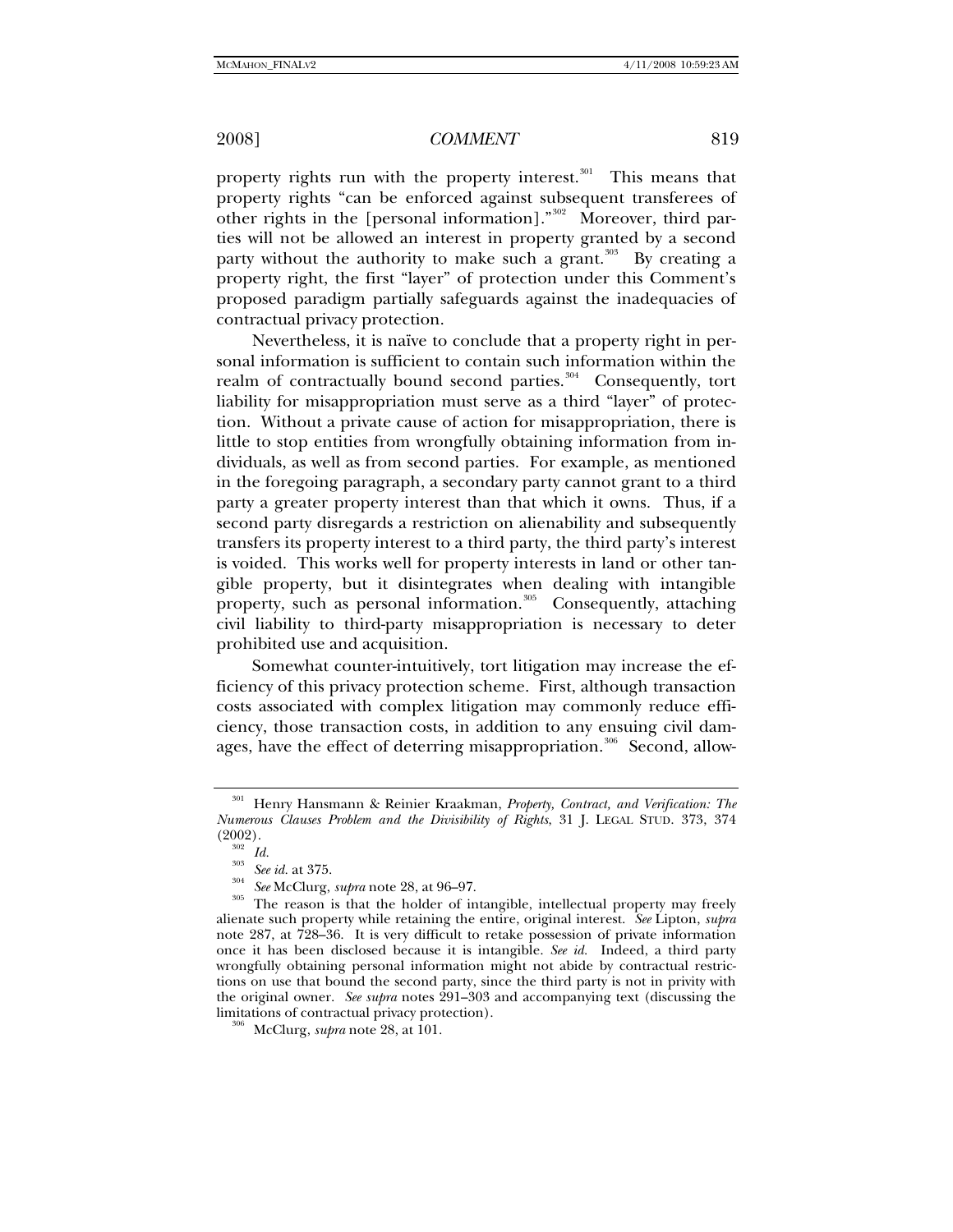property rights run with the property interest.[301] This means that property rights "can be enforced against subsequent transferees of other rights in the [personal information]."[302] Moreover, third parties will not be allowed an interest in property granted by a second party without the authority to make such a grant.[303] By creating a property right, the first "layer" of protection under this Comment's proposed paradigm partially safeguards against the inadequacies of contractual privacy protection.

Nevertheless, it is naïve to conclude that a property right in personal information is sufficient to contain such information within the realm of contractually bound second parties.[304] Consequently, tort liability for misappropriation must serve as a third "layer" of protection. Without a private cause of action for misappropriation, there is little to stop entities from wrongfully obtaining information from individuals, as well as from second parties. For example, as mentioned in the foregoing paragraph, a secondary party cannot grant to a third party a greater property interest than that which it owns. Thus, if a second party disregards a restriction on alienability and subsequently transfers its property interest to a third party, the third party's interest is voided. This works well for property interests in land or other tangible property, but it disintegrates when dealing with intangible property, such as personal information.[305] Consequently, attaching civil liability to third-party misappropriation is necessary to deter prohibited use and acquisition.

Somewhat counter-intuitively, tort litigation may increase the efficiency of this privacy protection scheme. First, although transaction costs associated with complex litigation may commonly reduce efficiency, those transaction costs, in addition to any ensuing civil damages, have the effect of deterring misappropriation.[306] Second, allow-

---

[301] Henry Hansmann & Reinier Kraakman, *Property, Contract, and Verification: The Numerous Clauses Problem and the Divisibility of Rights*, 31 J. LEGAL STUD. 373, 374 (2002).

[302] *Id.*

[303] *See id.* at 375.

[304] *See* McClurg, *supra* note 28, at 96–97.

[305] The reason is that the holder of intangible, intellectual property may freely alienate such property while retaining the entire, original interest. *See* Lipton, *supra* note 287, at 728–36. It is very difficult to retake possession of private information once it has been disclosed because it is intangible. *See id.* Indeed, a third party wrongfully obtaining personal information might not abide by contractual restrictions on use that bound the second party, since the third party is not in privity with the original owner. *See supra* notes 291–303 and accompanying text (discussing the limitations of contractual privacy protection).

[306] McClurg, *supra* note 28, at 101.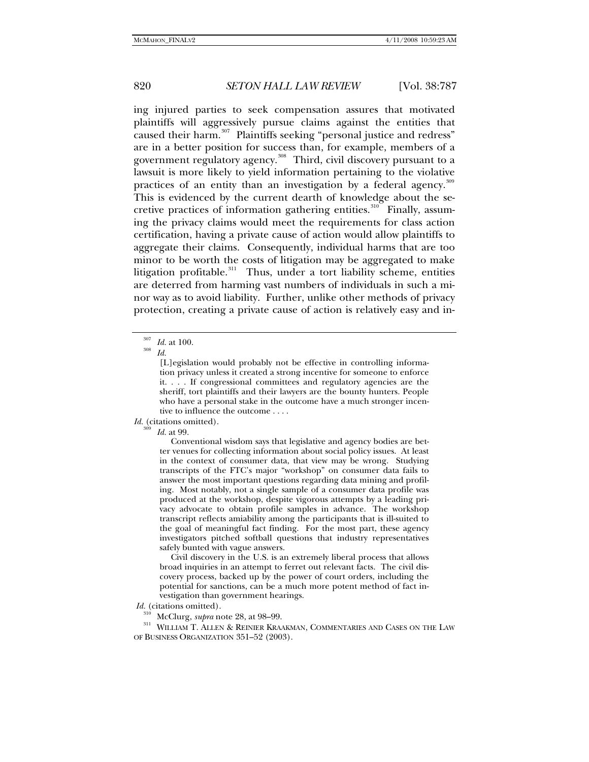ing injured parties to seek compensation assures that motivated plaintiffs will aggressively pursue claims against the entities that caused their harm.[307] Plaintiffs seeking "personal justice and redress" are in a better position for success than, for example, members of a government regulatory agency.[308] Third, civil discovery pursuant to a lawsuit is more likely to yield information pertaining to the violative practices of an entity than an investigation by a federal agency.[309] This is evidenced by the current dearth of knowledge about the secretive practices of information gathering entities.[310] Finally, assuming the privacy claims would meet the requirements for class action certification, having a private cause of action would allow plaintiffs to aggregate their claims. Consequently, individual harms that are too minor to be worth the costs of litigation may be aggregated to make litigation profitable.[311] Thus, under a tort liability scheme, entities are deterred from harming vast numbers of individuals in such a minor way as to avoid liability. Further, unlike other methods of privacy protection, creating a private cause of action is relatively easy and in-

---

[307] *Id.* at 100.

[308] *Id.*

> [L]egislation would probably not be effective in controlling information privacy unless it created a strong incentive for someone to enforce it. . . . If congressional committees and regulatory agencies are the sheriff, tort plaintiffs and their lawyers are the bounty hunters. People who have a personal stake in the outcome have a much stronger incentive to influence the outcome . . . .

*Id.* (citations omitted).

[309] *Id.* at 99.

> Conventional wisdom says that legislative and agency bodies are better venues for collecting information about social policy issues. At least in the context of consumer data, that view may be wrong. Studying transcripts of the FTC's major "workshop" on consumer data fails to answer the most important questions regarding data mining and profiling. Most notably, not a single sample of a consumer data profile was produced at the workshop, despite vigorous attempts by a leading privacy advocate to obtain profile samples in advance. The workshop transcript reflects amiability among the participants that is ill-suited to the goal of meaningful fact finding. For the most part, these agency investigators pitched softball questions that industry representatives safely bunted with vague answers.
>
> Civil discovery in the U.S. is an extremely liberal process that allows broad inquiries in an attempt to ferret out relevant facts. The civil discovery process, backed up by the power of court orders, including the potential for sanctions, can be a much more potent method of fact investigation than government hearings.

*Id.* (citations omitted).

[310] McClurg, *supra* note 28, at 98–99.

[311] WILLIAM T. ALLEN & REINIER KRAAKMAN, COMMENTARIES AND CASES ON THE LAW OF BUSINESS ORGANIZATION 351–52 (2003).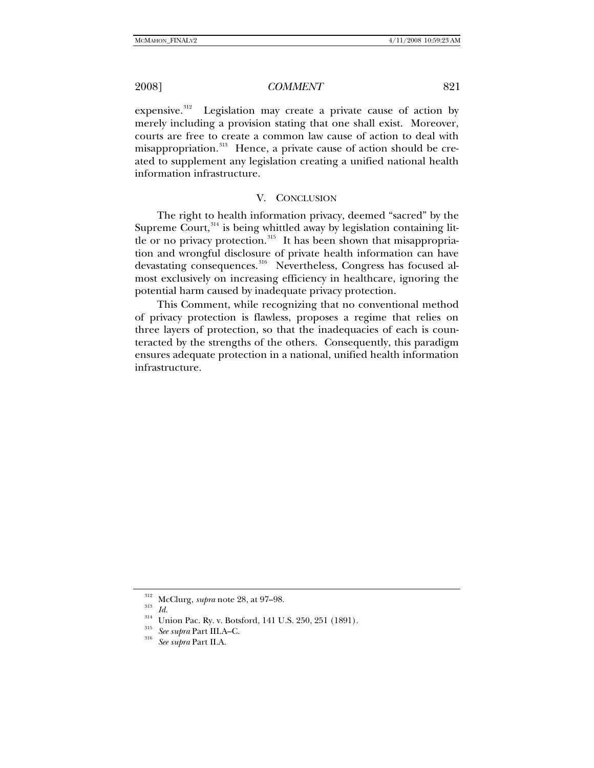expensive.[312] Legislation may create a private cause of action by merely including a provision stating that one shall exist. Moreover, courts are free to create a common law cause of action to deal with misappropriation.[313] Hence, a private cause of action should be created to supplement any legislation creating a unified national health information infrastructure.

## V. CONCLUSION

The right to health information privacy, deemed "sacred" by the Supreme Court,[314] is being whittled away by legislation containing little or no privacy protection.[315] It has been shown that misappropriation and wrongful disclosure of private health information can have devastating consequences.[316] Nevertheless, Congress has focused almost exclusively on increasing efficiency in healthcare, ignoring the potential harm caused by inadequate privacy protection.

This Comment, while recognizing that no conventional method of privacy protection is flawless, proposes a regime that relies on three layers of protection, so that the inadequacies of each is counteracted by the strengths of the others. Consequently, this paradigm ensures adequate protection in a national, unified health information infrastructure.

---

[312] McClurg, *supra* note 28, at 97–98.

[313] *Id.*

[314] Union Pac. Ry. v. Botsford, 141 U.S. 250, 251 (1891).

[315] *See supra* Part III.A–C.

[316] *See supra* Part II.A.